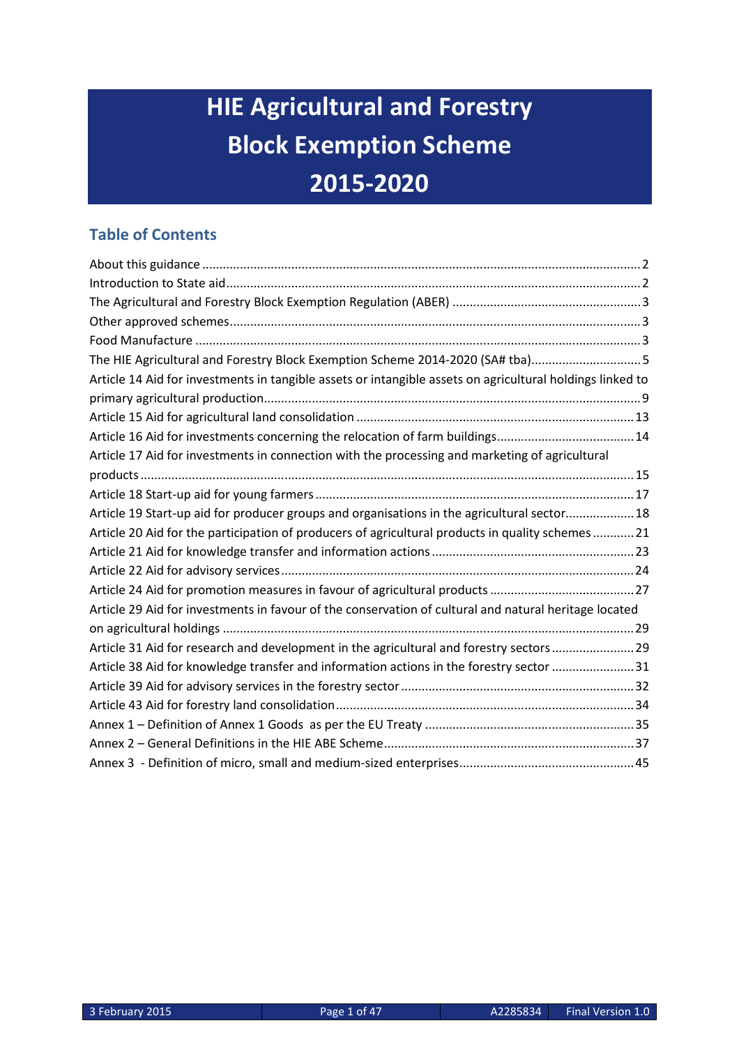# HIE Agricultural and Forestry Block Exemption Scheme 2015-2020

## Table of Contents

About this guidance ........................................................................................................................... 2
Introduction to State aid...................................................................................................................... 2
The Agricultural and Forestry Block Exemption Regulation (ABER) ...................................................... 3
Other approved schemes..................................................................................................................... 3
Food Manufacture ............................................................................................................................... 3
The HIE Agricultural and Forestry Block Exemption Scheme 2014-2020 (SA# tba)................................ 5
Article 14 Aid for investments in tangible assets or intangible assets on agricultural holdings linked to primary agricultural production............................................................................................................ 9
Article 15 Aid for agricultural land consolidation ................................................................................ 13
Article 16 Aid for investments concerning the relocation of farm buildings........................................ 14
Article 17 Aid for investments in connection with the processing and marketing of agricultural products ............................................................................................................................................. 15
Article 18 Start-up aid for young farmers ............................................................................................ 17
Article 19 Start-up aid for producer groups and organisations in the agricultural sector.................... 18
Article 20 Aid for the participation of producers of agricultural products in quality schemes ............ 21
Article 21 Aid for knowledge transfer and information actions ........................................................... 23
Article 22 Aid for advisory services ...................................................................................................... 24
Article 24 Aid for promotion measures in favour of agricultural products .......................................... 27
Article 29 Aid for investments in favour of the conservation of cultural and natural heritage located on agricultural holdings ...................................................................................................................... 29
Article 31 Aid for research and development in the agricultural and forestry sectors ........................ 29
Article 38 Aid for knowledge transfer and information actions in the forestry sector ........................ 31
Article 39 Aid for advisory services in the forestry sector ................................................................... 32
Article 43 Aid for forestry land consolidation...................................................................................... 34
Annex 1 – Definition of Annex 1 Goods as per the EU Treaty ............................................................. 35
Annex 2 – General Definitions in the HIE ABE Scheme......................................................................... 37
Annex 3 - Definition of micro, small and medium-sized enterprises.................................................. 45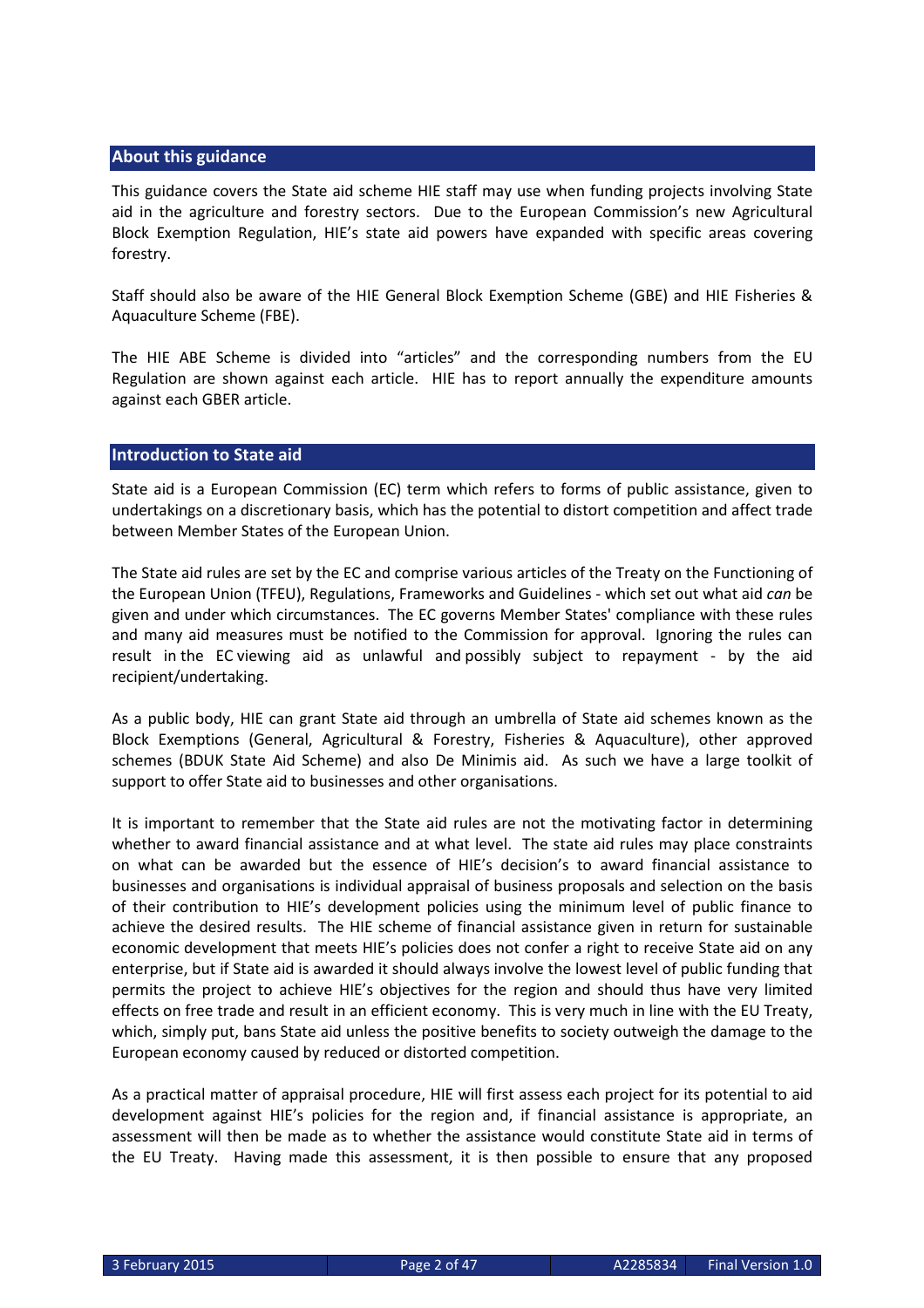## About this guidance

This guidance covers the State aid scheme HIE staff may use when funding projects involving State aid in the agriculture and forestry sectors. Due to the European Commission's new Agricultural Block Exemption Regulation, HIE's state aid powers have expanded with specific areas covering forestry.

Staff should also be aware of the HIE General Block Exemption Scheme (GBE) and HIE Fisheries & Aquaculture Scheme (FBE).

The HIE ABE Scheme is divided into "articles" and the corresponding numbers from the EU Regulation are shown against each article. HIE has to report annually the expenditure amounts against each GBER article.

## Introduction to State aid

State aid is a European Commission (EC) term which refers to forms of public assistance, given to undertakings on a discretionary basis, which has the potential to distort competition and affect trade between Member States of the European Union.

The State aid rules are set by the EC and comprise various articles of the Treaty on the Functioning of the European Union (TFEU), Regulations, Frameworks and Guidelines - which set out what aid *can* be given and under which circumstances. The EC governs Member States' compliance with these rules and many aid measures must be notified to the Commission for approval. Ignoring the rules can result in the EC viewing aid as unlawful and possibly subject to repayment - by the aid recipient/undertaking.

As a public body, HIE can grant State aid through an umbrella of State aid schemes known as the Block Exemptions (General, Agricultural & Forestry, Fisheries & Aquaculture), other approved schemes (BDUK State Aid Scheme) and also De Minimis aid. As such we have a large toolkit of support to offer State aid to businesses and other organisations.

It is important to remember that the State aid rules are not the motivating factor in determining whether to award financial assistance and at what level. The state aid rules may place constraints on what can be awarded but the essence of HIE's decision's to award financial assistance to businesses and organisations is individual appraisal of business proposals and selection on the basis of their contribution to HIE's development policies using the minimum level of public finance to achieve the desired results. The HIE scheme of financial assistance given in return for sustainable economic development that meets HIE's policies does not confer a right to receive State aid on any enterprise, but if State aid is awarded it should always involve the lowest level of public funding that permits the project to achieve HIE's objectives for the region and should thus have very limited effects on free trade and result in an efficient economy. This is very much in line with the EU Treaty, which, simply put, bans State aid unless the positive benefits to society outweigh the damage to the European economy caused by reduced or distorted competition.

As a practical matter of appraisal procedure, HIE will first assess each project for its potential to aid development against HIE's policies for the region and, if financial assistance is appropriate, an assessment will then be made as to whether the assistance would constitute State aid in terms of the EU Treaty. Having made this assessment, it is then possible to ensure that any proposed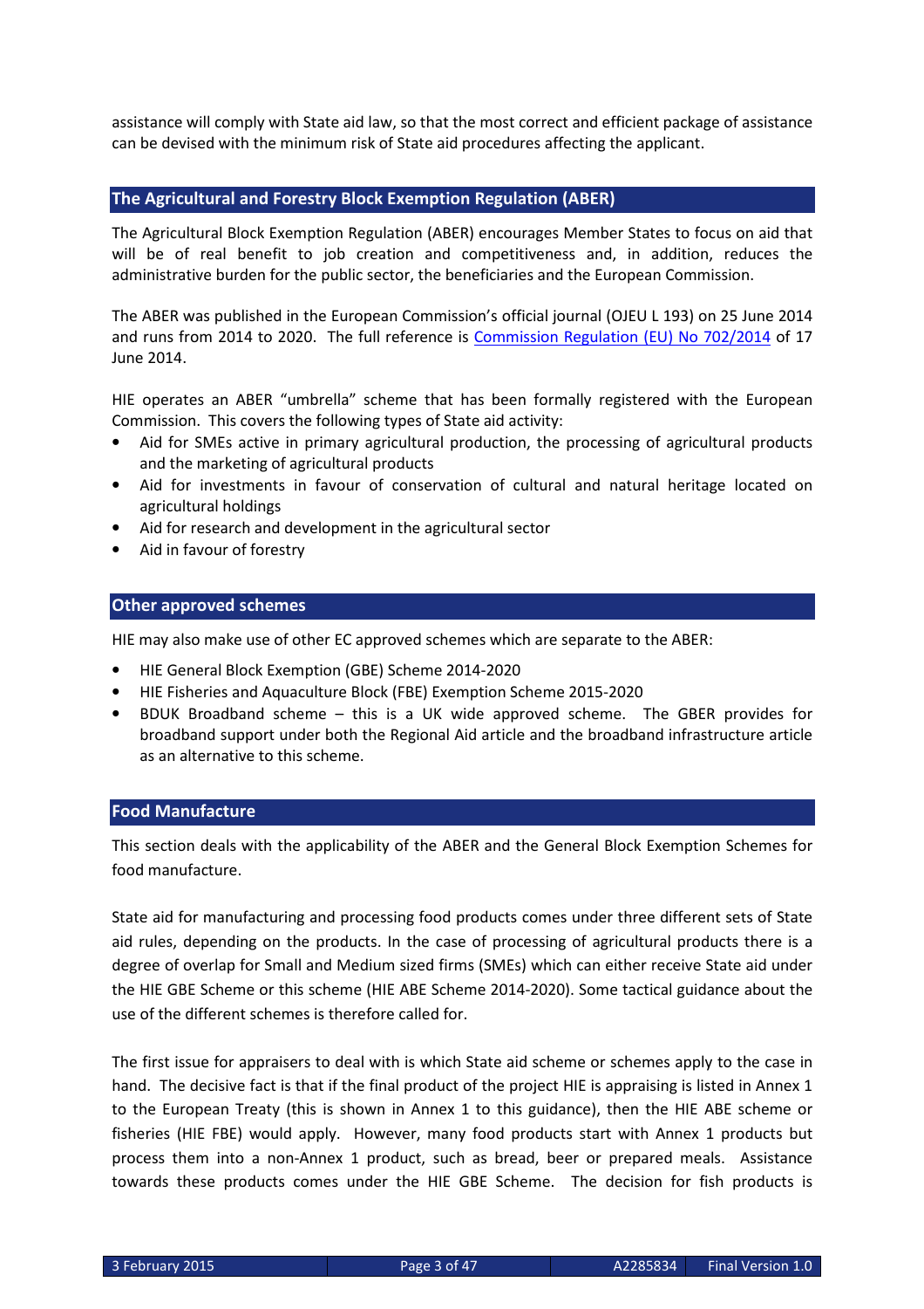assistance will comply with State aid law, so that the most correct and efficient package of assistance can be devised with the minimum risk of State aid procedures affecting the applicant.

## The Agricultural and Forestry Block Exemption Regulation (ABER)

The Agricultural Block Exemption Regulation (ABER) encourages Member States to focus on aid that will be of real benefit to job creation and competitiveness and, in addition, reduces the administrative burden for the public sector, the beneficiaries and the European Commission.

The ABER was published in the European Commission's official journal (OJEU L 193) on 25 June 2014 and runs from 2014 to 2020. The full reference is Commission Regulation (EU) No 702/2014 of 17 June 2014.

HIE operates an ABER "umbrella" scheme that has been formally registered with the European Commission. This covers the following types of State aid activity:

- Aid for SMEs active in primary agricultural production, the processing of agricultural products and the marketing of agricultural products
- Aid for investments in favour of conservation of cultural and natural heritage located on agricultural holdings
- Aid for research and development in the agricultural sector
- Aid in favour of forestry

## Other approved schemes

HIE may also make use of other EC approved schemes which are separate to the ABER:

- HIE General Block Exemption (GBE) Scheme 2014-2020
- HIE Fisheries and Aquaculture Block (FBE) Exemption Scheme 2015-2020
- BDUK Broadband scheme – this is a UK wide approved scheme. The GBER provides for broadband support under both the Regional Aid article and the broadband infrastructure article as an alternative to this scheme.

## Food Manufacture

This section deals with the applicability of the ABER and the General Block Exemption Schemes for food manufacture.

State aid for manufacturing and processing food products comes under three different sets of State aid rules, depending on the products. In the case of processing of agricultural products there is a degree of overlap for Small and Medium sized firms (SMEs) which can either receive State aid under the HIE GBE Scheme or this scheme (HIE ABE Scheme 2014-2020). Some tactical guidance about the use of the different schemes is therefore called for.

The first issue for appraisers to deal with is which State aid scheme or schemes apply to the case in hand. The decisive fact is that if the final product of the project HIE is appraising is listed in Annex 1 to the European Treaty (this is shown in Annex 1 to this guidance), then the HIE ABE scheme or fisheries (HIE FBE) would apply. However, many food products start with Annex 1 products but process them into a non-Annex 1 product, such as bread, beer or prepared meals. Assistance towards these products comes under the HIE GBE Scheme. The decision for fish products is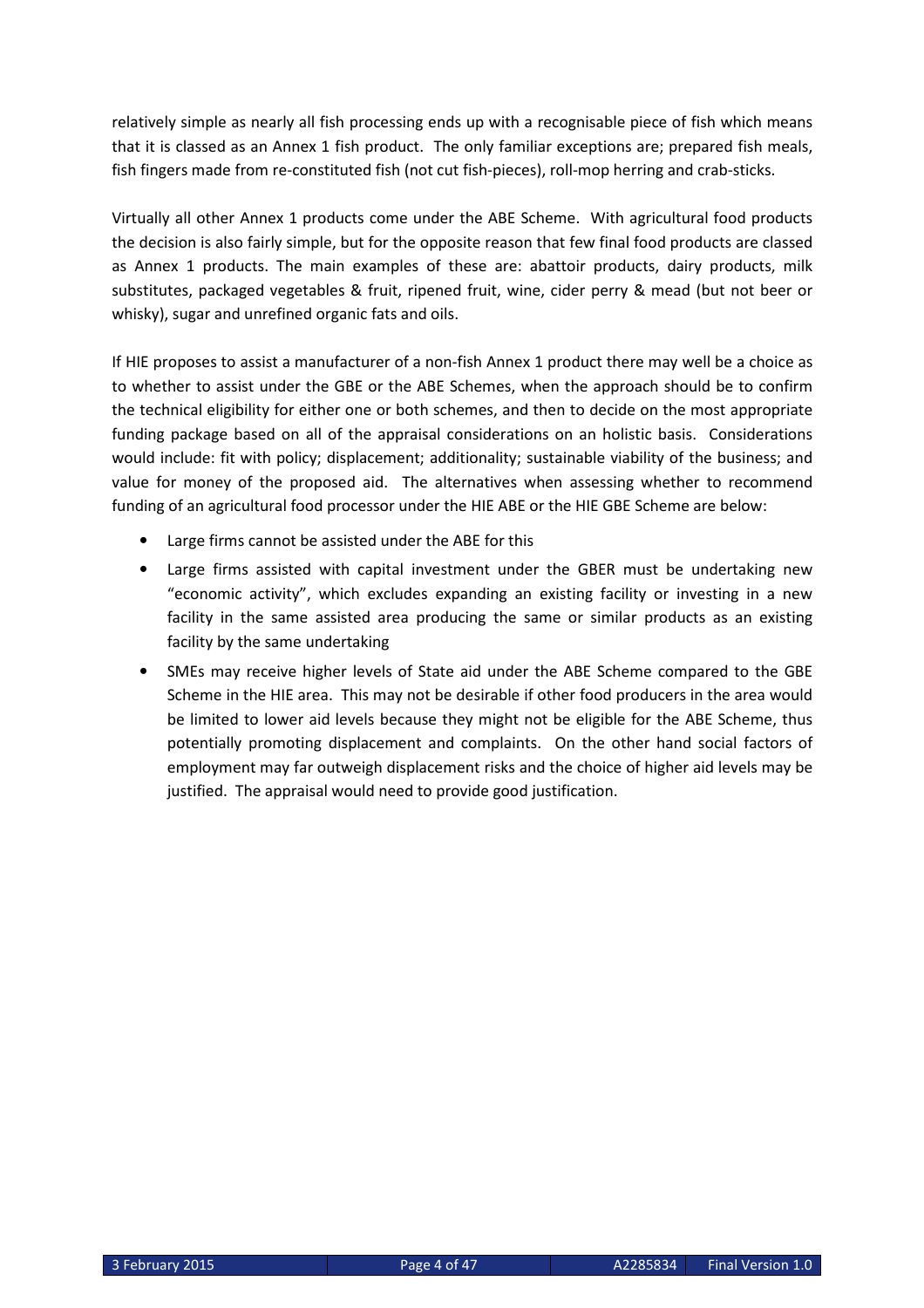relatively simple as nearly all fish processing ends up with a recognisable piece of fish which means that it is classed as an Annex 1 fish product. The only familiar exceptions are; prepared fish meals, fish fingers made from re-constituted fish (not cut fish-pieces), roll-mop herring and crab-sticks.

Virtually all other Annex 1 products come under the ABE Scheme. With agricultural food products the decision is also fairly simple, but for the opposite reason that few final food products are classed as Annex 1 products. The main examples of these are: abattoir products, dairy products, milk substitutes, packaged vegetables & fruit, ripened fruit, wine, cider perry & mead (but not beer or whisky), sugar and unrefined organic fats and oils.

If HIE proposes to assist a manufacturer of a non-fish Annex 1 product there may well be a choice as to whether to assist under the GBE or the ABE Schemes, when the approach should be to confirm the technical eligibility for either one or both schemes, and then to decide on the most appropriate funding package based on all of the appraisal considerations on an holistic basis. Considerations would include: fit with policy; displacement; additionality; sustainable viability of the business; and value for money of the proposed aid. The alternatives when assessing whether to recommend funding of an agricultural food processor under the HIE ABE or the HIE GBE Scheme are below:

- Large firms cannot be assisted under the ABE for this
- Large firms assisted with capital investment under the GBER must be undertaking new "economic activity", which excludes expanding an existing facility or investing in a new facility in the same assisted area producing the same or similar products as an existing facility by the same undertaking
- SMEs may receive higher levels of State aid under the ABE Scheme compared to the GBE Scheme in the HIE area. This may not be desirable if other food producers in the area would be limited to lower aid levels because they might not be eligible for the ABE Scheme, thus potentially promoting displacement and complaints. On the other hand social factors of employment may far outweigh displacement risks and the choice of higher aid levels may be justified. The appraisal would need to provide good justification.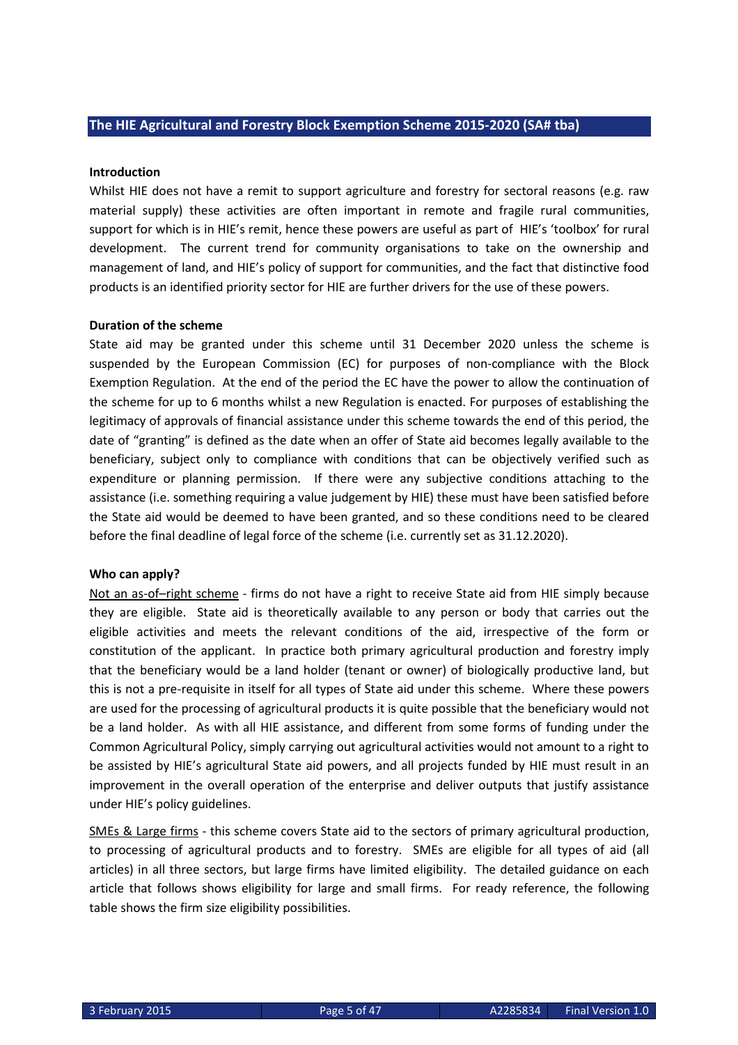## The HIE Agricultural and Forestry Block Exemption Scheme 2015-2020 (SA# tba)

**Introduction**

Whilst HIE does not have a remit to support agriculture and forestry for sectoral reasons (e.g. raw material supply) these activities are often important in remote and fragile rural communities, support for which is in HIE's remit, hence these powers are useful as part of HIE's 'toolbox' for rural development. The current trend for community organisations to take on the ownership and management of land, and HIE's policy of support for communities, and the fact that distinctive food products is an identified priority sector for HIE are further drivers for the use of these powers.

**Duration of the scheme**

State aid may be granted under this scheme until 31 December 2020 unless the scheme is suspended by the European Commission (EC) for purposes of non-compliance with the Block Exemption Regulation. At the end of the period the EC have the power to allow the continuation of the scheme for up to 6 months whilst a new Regulation is enacted. For purposes of establishing the legitimacy of approvals of financial assistance under this scheme towards the end of this period, the date of "granting" is defined as the date when an offer of State aid becomes legally available to the beneficiary, subject only to compliance with conditions that can be objectively verified such as expenditure or planning permission. If there were any subjective conditions attaching to the assistance (i.e. something requiring a value judgement by HIE) these must have been satisfied before the State aid would be deemed to have been granted, and so these conditions need to be cleared before the final deadline of legal force of the scheme (i.e. currently set as 31.12.2020).

**Who can apply?**

<u>Not an as-of–right scheme</u> - firms do not have a right to receive State aid from HIE simply because they are eligible. State aid is theoretically available to any person or body that carries out the eligible activities and meets the relevant conditions of the aid, irrespective of the form or constitution of the applicant. In practice both primary agricultural production and forestry imply that the beneficiary would be a land holder (tenant or owner) of biologically productive land, but this is not a pre-requisite in itself for all types of State aid under this scheme. Where these powers are used for the processing of agricultural products it is quite possible that the beneficiary would not be a land holder. As with all HIE assistance, and different from some forms of funding under the Common Agricultural Policy, simply carrying out agricultural activities would not amount to a right to be assisted by HIE's agricultural State aid powers, and all projects funded by HIE must result in an improvement in the overall operation of the enterprise and deliver outputs that justify assistance under HIE's policy guidelines.

<u>SMEs & Large firms</u> - this scheme covers State aid to the sectors of primary agricultural production, to processing of agricultural products and to forestry. SMEs are eligible for all types of aid (all articles) in all three sectors, but large firms have limited eligibility. The detailed guidance on each article that follows shows eligibility for large and small firms. For ready reference, the following table shows the firm size eligibility possibilities.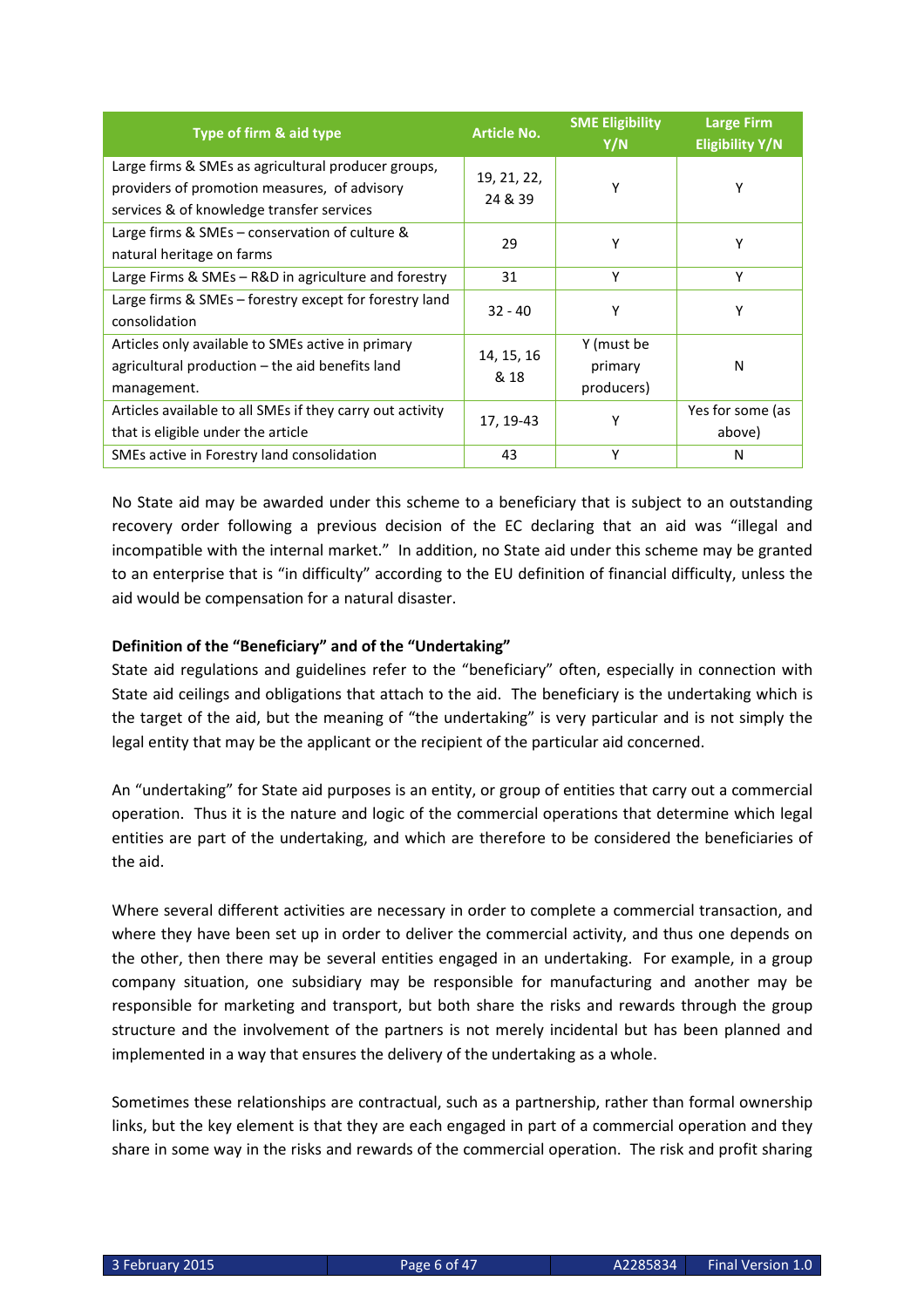| Type of firm & aid type | Article No. | SME Eligibility Y/N | Large Firm Eligibility Y/N |
|---|---|---|---|
| Large firms & SMEs as agricultural producer groups, providers of promotion measures, of advisory services & of knowledge transfer services | 19, 21, 22, 24 & 39 | Y | Y |
| Large firms & SMEs – conservation of culture & natural heritage on farms | 29 | Y | Y |
| Large Firms & SMEs – R&D in agriculture and forestry | 31 | Y | Y |
| Large firms & SMEs – forestry except for forestry land consolidation | 32 - 40 | Y | Y |
| Articles only available to SMEs active in primary agricultural production – the aid benefits land management. | 14, 15, 16 & 18 | Y (must be primary producers) | N |
| Articles available to all SMEs if they carry out activity that is eligible under the article | 17, 19-43 | Y | Yes for some (as above) |
| SMEs active in Forestry land consolidation | 43 | Y | N |

No State aid may be awarded under this scheme to a beneficiary that is subject to an outstanding recovery order following a previous decision of the EC declaring that an aid was "illegal and incompatible with the internal market." In addition, no State aid under this scheme may be granted to an enterprise that is "in difficulty" according to the EU definition of financial difficulty, unless the aid would be compensation for a natural disaster.

**Definition of the "Beneficiary" and of the "Undertaking"**

State aid regulations and guidelines refer to the "beneficiary" often, especially in connection with State aid ceilings and obligations that attach to the aid. The beneficiary is the undertaking which is the target of the aid, but the meaning of "the undertaking" is very particular and is not simply the legal entity that may be the applicant or the recipient of the particular aid concerned.

An "undertaking" for State aid purposes is an entity, or group of entities that carry out a commercial operation. Thus it is the nature and logic of the commercial operations that determine which legal entities are part of the undertaking, and which are therefore to be considered the beneficiaries of the aid.

Where several different activities are necessary in order to complete a commercial transaction, and where they have been set up in order to deliver the commercial activity, and thus one depends on the other, then there may be several entities engaged in an undertaking. For example, in a group company situation, one subsidiary may be responsible for manufacturing and another may be responsible for marketing and transport, but both share the risks and rewards through the group structure and the involvement of the partners is not merely incidental but has been planned and implemented in a way that ensures the delivery of the undertaking as a whole.

Sometimes these relationships are contractual, such as a partnership, rather than formal ownership links, but the key element is that they are each engaged in part of a commercial operation and they share in some way in the risks and rewards of the commercial operation. The risk and profit sharing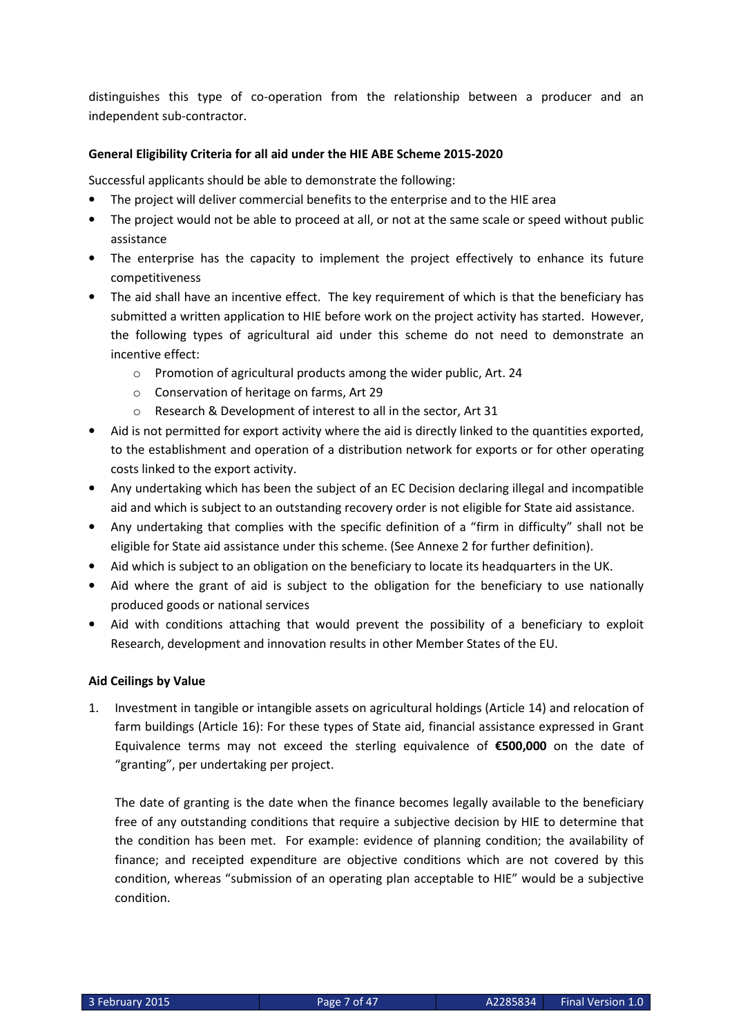distinguishes this type of co-operation from the relationship between a producer and an independent sub-contractor.

**General Eligibility Criteria for all aid under the HIE ABE Scheme 2015-2020**

Successful applicants should be able to demonstrate the following:

- The project will deliver commercial benefits to the enterprise and to the HIE area
- The project would not be able to proceed at all, or not at the same scale or speed without public assistance
- The enterprise has the capacity to implement the project effectively to enhance its future competitiveness
- The aid shall have an incentive effect. The key requirement of which is that the beneficiary has submitted a written application to HIE before work on the project activity has started. However, the following types of agricultural aid under this scheme do not need to demonstrate an incentive effect:
    - Promotion of agricultural products among the wider public, Art. 24
    - Conservation of heritage on farms, Art 29
    - Research & Development of interest to all in the sector, Art 31
- Aid is not permitted for export activity where the aid is directly linked to the quantities exported, to the establishment and operation of a distribution network for exports or for other operating costs linked to the export activity.
- Any undertaking which has been the subject of an EC Decision declaring illegal and incompatible aid and which is subject to an outstanding recovery order is not eligible for State aid assistance.
- Any undertaking that complies with the specific definition of a "firm in difficulty" shall not be eligible for State aid assistance under this scheme. (See Annexe 2 for further definition).
- Aid which is subject to an obligation on the beneficiary to locate its headquarters in the UK.
- Aid where the grant of aid is subject to the obligation for the beneficiary to use nationally produced goods or national services
- Aid with conditions attaching that would prevent the possibility of a beneficiary to exploit Research, development and innovation results in other Member States of the EU.

**Aid Ceilings by Value**

1. Investment in tangible or intangible assets on agricultural holdings (Article 14) and relocation of farm buildings (Article 16): For these types of State aid, financial assistance expressed in Grant Equivalence terms may not exceed the sterling equivalence of **€500,000** on the date of "granting", per undertaking per project.

   The date of granting is the date when the finance becomes legally available to the beneficiary free of any outstanding conditions that require a subjective decision by HIE to determine that the condition has been met. For example: evidence of planning condition; the availability of finance; and receipted expenditure are objective conditions which are not covered by this condition, whereas "submission of an operating plan acceptable to HIE" would be a subjective condition.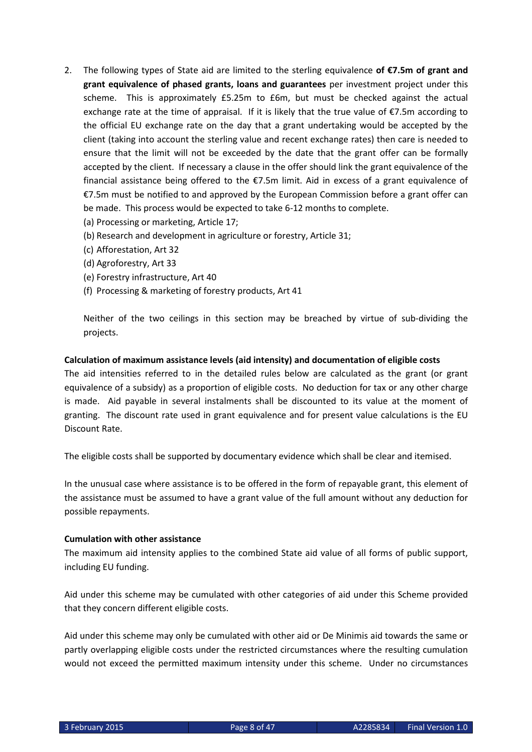2. The following types of State aid are limited to the sterling equivalence **of €7.5m of grant and grant equivalence of phased grants, loans and guarantees** per investment project under this scheme. This is approximately £5.25m to £6m, but must be checked against the actual exchange rate at the time of appraisal. If it is likely that the true value of €7.5m according to the official EU exchange rate on the day that a grant undertaking would be accepted by the client (taking into account the sterling value and recent exchange rates) then care is needed to ensure that the limit will not be exceeded by the date that the grant offer can be formally accepted by the client. If necessary a clause in the offer should link the grant equivalence of the financial assistance being offered to the €7.5m limit. Aid in excess of a grant equivalence of €7.5m must be notified to and approved by the European Commission before a grant offer can be made. This process would be expected to take 6-12 months to complete.
   (a) Processing or marketing, Article 17;
   (b) Research and development in agriculture or forestry, Article 31;
   (c) Afforestation, Art 32
   (d) Agroforestry, Art 33
   (e) Forestry infrastructure, Art 40
   (f) Processing & marketing of forestry products, Art 41

   Neither of the two ceilings in this section may be breached by virtue of sub-dividing the projects.

**Calculation of maximum assistance levels (aid intensity) and documentation of eligible costs**

The aid intensities referred to in the detailed rules below are calculated as the grant (or grant equivalence of a subsidy) as a proportion of eligible costs. No deduction for tax or any other charge is made. Aid payable in several instalments shall be discounted to its value at the moment of granting. The discount rate used in grant equivalence and for present value calculations is the EU Discount Rate.

The eligible costs shall be supported by documentary evidence which shall be clear and itemised.

In the unusual case where assistance is to be offered in the form of repayable grant, this element of the assistance must be assumed to have a grant value of the full amount without any deduction for possible repayments.

**Cumulation with other assistance**

The maximum aid intensity applies to the combined State aid value of all forms of public support, including EU funding.

Aid under this scheme may be cumulated with other categories of aid under this Scheme provided that they concern different eligible costs.

Aid under this scheme may only be cumulated with other aid or De Minimis aid towards the same or partly overlapping eligible costs under the restricted circumstances where the resulting cumulation would not exceed the permitted maximum intensity under this scheme. Under no circumstances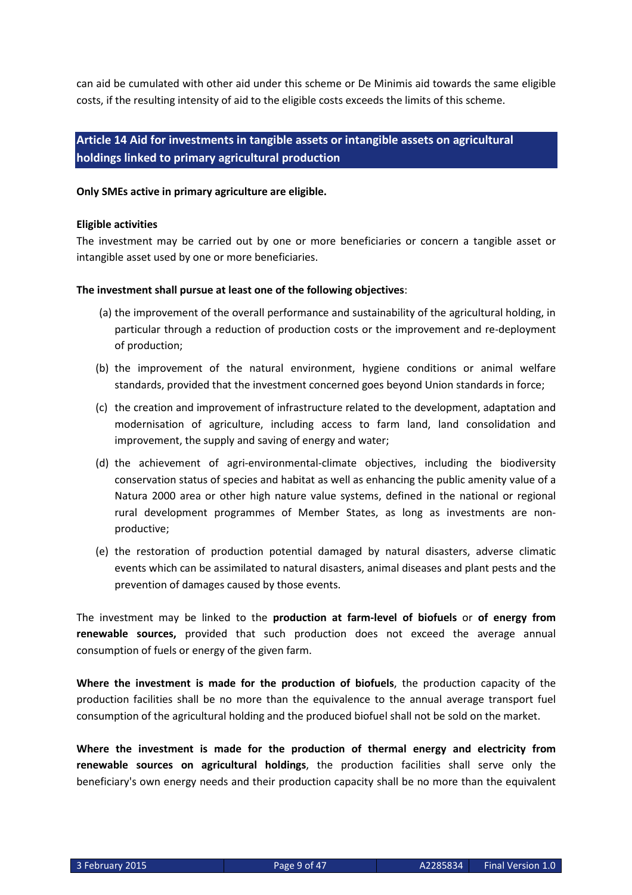can aid be cumulated with other aid under this scheme or De Minimis aid towards the same eligible costs, if the resulting intensity of aid to the eligible costs exceeds the limits of this scheme.

## Article 14 Aid for investments in tangible assets or intangible assets on agricultural holdings linked to primary agricultural production

**Only SMEs active in primary agriculture are eligible.**

**Eligible activities**

The investment may be carried out by one or more beneficiaries or concern a tangible asset or intangible asset used by one or more beneficiaries.

**The investment shall pursue at least one of the following objectives**:

(a) the improvement of the overall performance and sustainability of the agricultural holding, in particular through a reduction of production costs or the improvement and re-deployment of production;

(b) the improvement of the natural environment, hygiene conditions or animal welfare standards, provided that the investment concerned goes beyond Union standards in force;

(c) the creation and improvement of infrastructure related to the development, adaptation and modernisation of agriculture, including access to farm land, land consolidation and improvement, the supply and saving of energy and water;

(d) the achievement of agri-environmental-climate objectives, including the biodiversity conservation status of species and habitat as well as enhancing the public amenity value of a Natura 2000 area or other high nature value systems, defined in the national or regional rural development programmes of Member States, as long as investments are non-productive;

(e) the restoration of production potential damaged by natural disasters, adverse climatic events which can be assimilated to natural disasters, animal diseases and plant pests and the prevention of damages caused by those events.

The investment may be linked to the **production at farm-level of biofuels** or **of energy from renewable sources,** provided that such production does not exceed the average annual consumption of fuels or energy of the given farm.

**Where the investment is made for the production of biofuels**, the production capacity of the production facilities shall be no more than the equivalence to the annual average transport fuel consumption of the agricultural holding and the produced biofuel shall not be sold on the market.

**Where the investment is made for the production of thermal energy and electricity from renewable sources on agricultural holdings**, the production facilities shall serve only the beneficiary's own energy needs and their production capacity shall be no more than the equivalent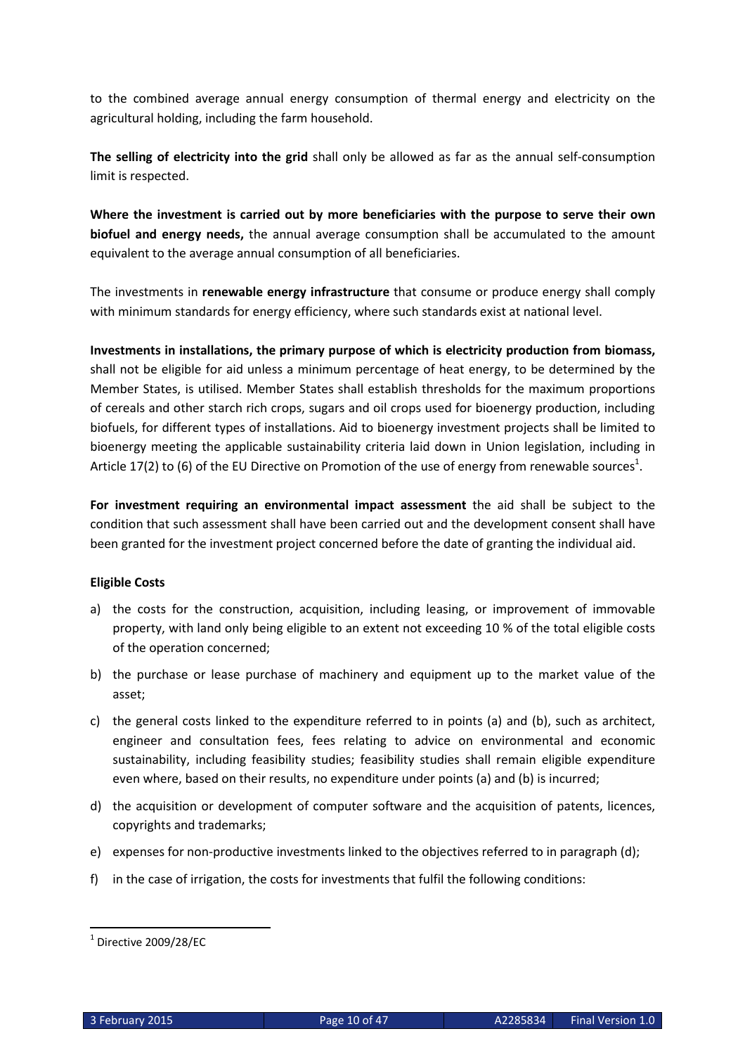to the combined average annual energy consumption of thermal energy and electricity on the agricultural holding, including the farm household.

**The selling of electricity into the grid** shall only be allowed as far as the annual self-consumption limit is respected.

**Where the investment is carried out by more beneficiaries with the purpose to serve their own biofuel and energy needs,** the annual average consumption shall be accumulated to the amount equivalent to the average annual consumption of all beneficiaries.

The investments in **renewable energy infrastructure** that consume or produce energy shall comply with minimum standards for energy efficiency, where such standards exist at national level.

**Investments in installations, the primary purpose of which is electricity production from biomass,** shall not be eligible for aid unless a minimum percentage of heat energy, to be determined by the Member States, is utilised. Member States shall establish thresholds for the maximum proportions of cereals and other starch rich crops, sugars and oil crops used for bioenergy production, including biofuels, for different types of installations. Aid to bioenergy investment projects shall be limited to bioenergy meeting the applicable sustainability criteria laid down in Union legislation, including in Article 17(2) to (6) of the EU Directive on Promotion of the use of energy from renewable sources[1].

**For investment requiring an environmental impact assessment** the aid shall be subject to the condition that such assessment shall have been carried out and the development consent shall have been granted for the investment project concerned before the date of granting the individual aid.

**Eligible Costs**

a) the costs for the construction, acquisition, including leasing, or improvement of immovable property, with land only being eligible to an extent not exceeding 10 % of the total eligible costs of the operation concerned;

b) the purchase or lease purchase of machinery and equipment up to the market value of the asset;

c) the general costs linked to the expenditure referred to in points (a) and (b), such as architect, engineer and consultation fees, fees relating to advice on environmental and economic sustainability, including feasibility studies; feasibility studies shall remain eligible expenditure even where, based on their results, no expenditure under points (a) and (b) is incurred;

d) the acquisition or development of computer software and the acquisition of patents, licences, copyrights and trademarks;

e) expenses for non-productive investments linked to the objectives referred to in paragraph (d);

f) in the case of irrigation, the costs for investments that fulfil the following conditions:

[1] Directive 2009/28/EC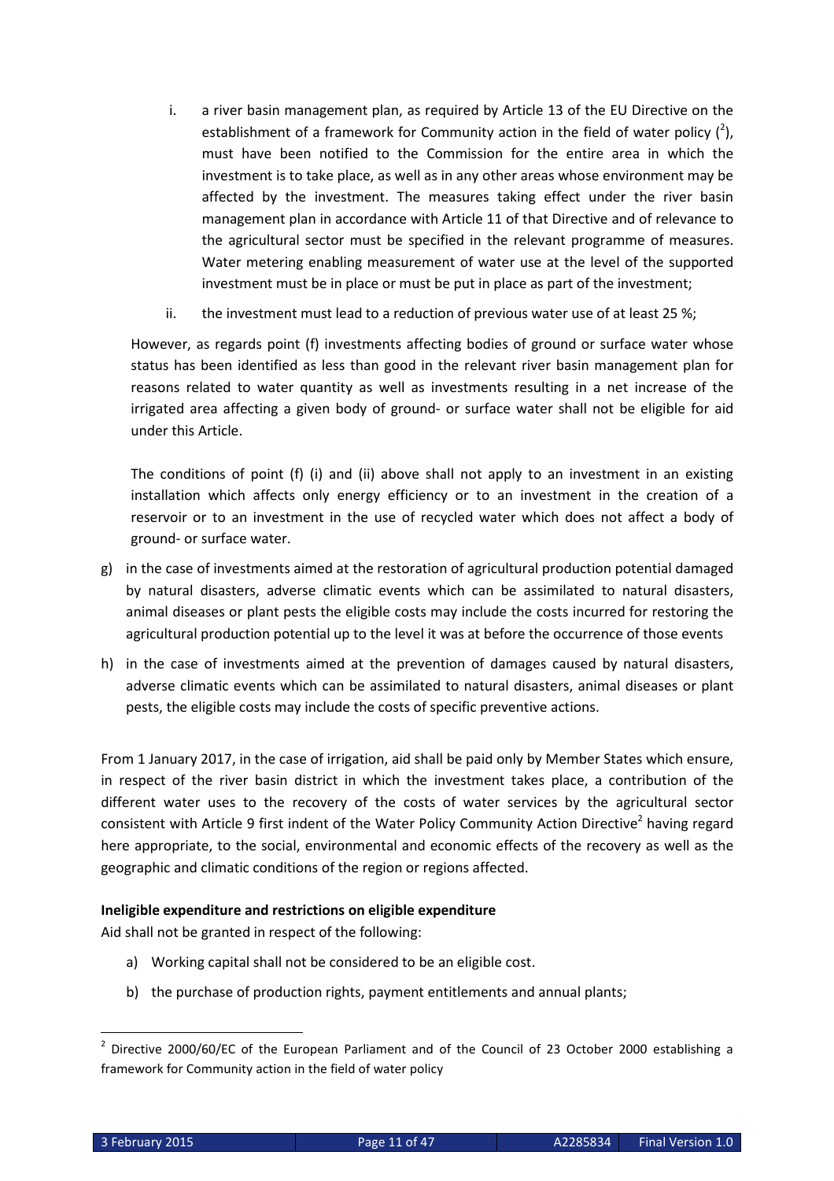i. a river basin management plan, as required by Article 13 of the EU Directive on the establishment of a framework for Community action in the field of water policy ([2]), must have been notified to the Commission for the entire area in which the investment is to take place, as well as in any other areas whose environment may be affected by the investment. The measures taking effect under the river basin management plan in accordance with Article 11 of that Directive and of relevance to the agricultural sector must be specified in the relevant programme of measures. Water metering enabling measurement of water use at the level of the supported investment must be in place or must be put in place as part of the investment;

ii. the investment must lead to a reduction of previous water use of at least 25 %;

However, as regards point (f) investments affecting bodies of ground or surface water whose status has been identified as less than good in the relevant river basin management plan for reasons related to water quantity as well as investments resulting in a net increase of the irrigated area affecting a given body of ground- or surface water shall not be eligible for aid under this Article.

The conditions of point (f) (i) and (ii) above shall not apply to an investment in an existing installation which affects only energy efficiency or to an investment in the creation of a reservoir or to an investment in the use of recycled water which does not affect a body of ground- or surface water.

g) in the case of investments aimed at the restoration of agricultural production potential damaged by natural disasters, adverse climatic events which can be assimilated to natural disasters, animal diseases or plant pests the eligible costs may include the costs incurred for restoring the agricultural production potential up to the level it was at before the occurrence of those events

h) in the case of investments aimed at the prevention of damages caused by natural disasters, adverse climatic events which can be assimilated to natural disasters, animal diseases or plant pests, the eligible costs may include the costs of specific preventive actions.

From 1 January 2017, in the case of irrigation, aid shall be paid only by Member States which ensure, in respect of the river basin district in which the investment takes place, a contribution of the different water uses to the recovery of the costs of water services by the agricultural sector consistent with Article 9 first indent of the Water Policy Community Action Directive[2] having regard here appropriate, to the social, environmental and economic effects of the recovery as well as the geographic and climatic conditions of the region or regions affected.

**Ineligible expenditure and restrictions on eligible expenditure**

Aid shall not be granted in respect of the following:

a) Working capital shall not be considered to be an eligible cost.

b) the purchase of production rights, payment entitlements and annual plants;

---

[2] Directive 2000/60/EC of the European Parliament and of the Council of 23 October 2000 establishing a framework for Community action in the field of water policy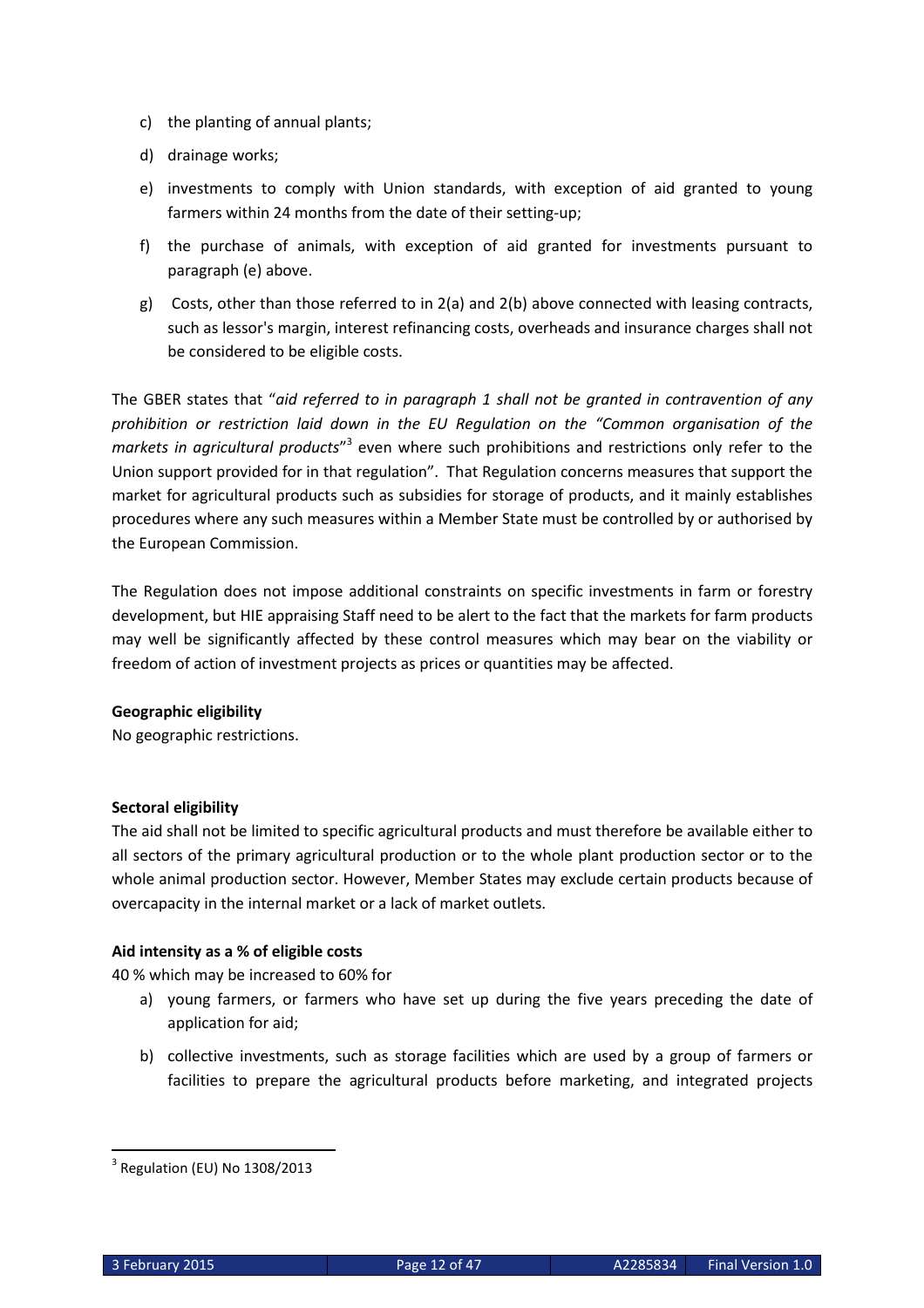c) the planting of annual plants;

d) drainage works;

e) investments to comply with Union standards, with exception of aid granted to young farmers within 24 months from the date of their setting-up;

f) the purchase of animals, with exception of aid granted for investments pursuant to paragraph (e) above.

g) Costs, other than those referred to in 2(a) and 2(b) above connected with leasing contracts, such as lessor's margin, interest refinancing costs, overheads and insurance charges shall not be considered to be eligible costs.

The GBER states that "*aid referred to in paragraph 1 shall not be granted in contravention of any prohibition or restriction laid down in the EU Regulation on the "Common organisation of the markets in agricultural products*"[3] even where such prohibitions and restrictions only refer to the Union support provided for in that regulation". That Regulation concerns measures that support the market for agricultural products such as subsidies for storage of products, and it mainly establishes procedures where any such measures within a Member State must be controlled by or authorised by the European Commission.

The Regulation does not impose additional constraints on specific investments in farm or forestry development, but HIE appraising Staff need to be alert to the fact that the markets for farm products may well be significantly affected by these control measures which may bear on the viability or freedom of action of investment projects as prices or quantities may be affected.

**Geographic eligibility**
No geographic restrictions.

**Sectoral eligibility**
The aid shall not be limited to specific agricultural products and must therefore be available either to all sectors of the primary agricultural production or to the whole plant production sector or to the whole animal production sector. However, Member States may exclude certain products because of overcapacity in the internal market or a lack of market outlets.

**Aid intensity as a % of eligible costs**
40 % which may be increased to 60% for

a) young farmers, or farmers who have set up during the five years preceding the date of application for aid;

b) collective investments, such as storage facilities which are used by a group of farmers or facilities to prepare the agricultural products before marketing, and integrated projects

[3] Regulation (EU) No 1308/2013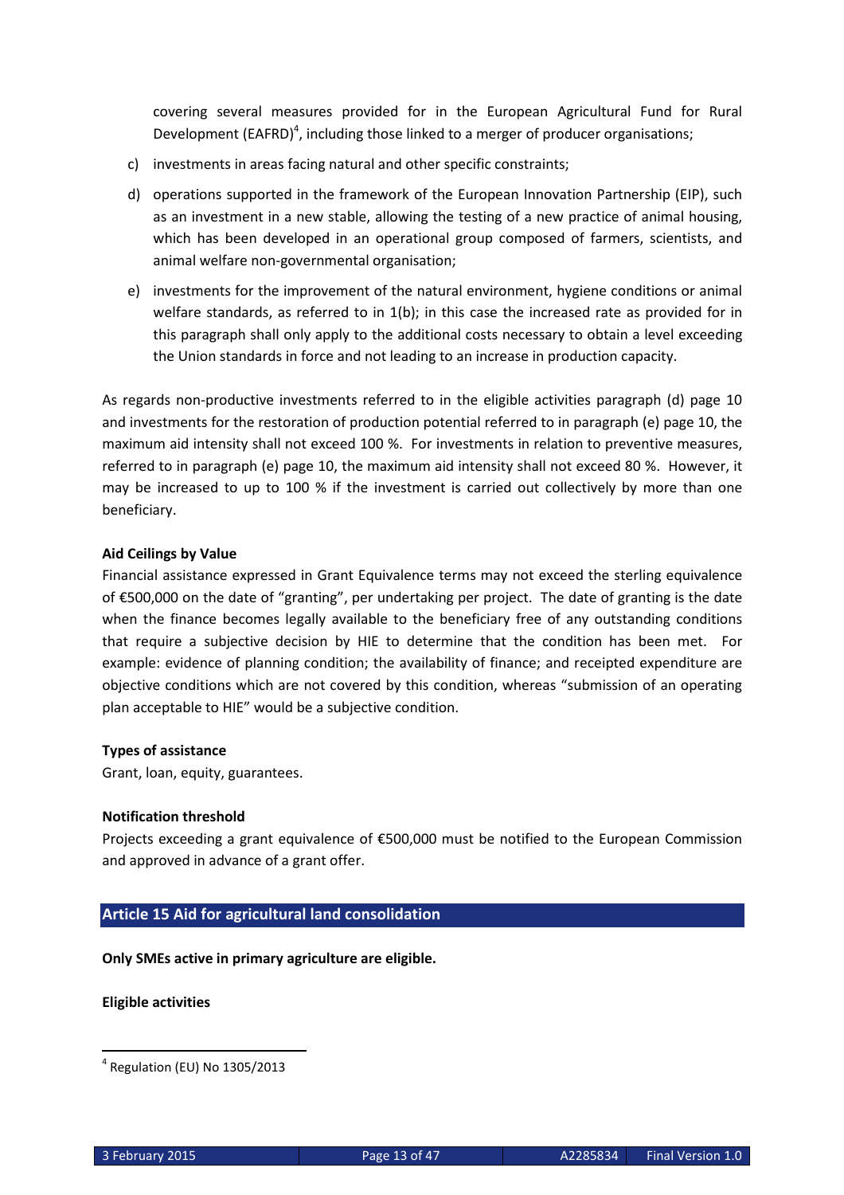covering several measures provided for in the European Agricultural Fund for Rural Development (EAFRD)[4], including those linked to a merger of producer organisations;

c) investments in areas facing natural and other specific constraints;

d) operations supported in the framework of the European Innovation Partnership (EIP), such as an investment in a new stable, allowing the testing of a new practice of animal housing, which has been developed in an operational group composed of farmers, scientists, and animal welfare non-governmental organisation;

e) investments for the improvement of the natural environment, hygiene conditions or animal welfare standards, as referred to in 1(b); in this case the increased rate as provided for in this paragraph shall only apply to the additional costs necessary to obtain a level exceeding the Union standards in force and not leading to an increase in production capacity.

As regards non-productive investments referred to in the eligible activities paragraph (d) page 10 and investments for the restoration of production potential referred to in paragraph (e) page 10, the maximum aid intensity shall not exceed 100 %. For investments in relation to preventive measures, referred to in paragraph (e) page 10, the maximum aid intensity shall not exceed 80 %. However, it may be increased to up to 100 % if the investment is carried out collectively by more than one beneficiary.

**Aid Ceilings by Value**

Financial assistance expressed in Grant Equivalence terms may not exceed the sterling equivalence of €500,000 on the date of "granting", per undertaking per project. The date of granting is the date when the finance becomes legally available to the beneficiary free of any outstanding conditions that require a subjective decision by HIE to determine that the condition has been met. For example: evidence of planning condition; the availability of finance; and receipted expenditure are objective conditions which are not covered by this condition, whereas "submission of an operating plan acceptable to HIE" would be a subjective condition.

**Types of assistance**

Grant, loan, equity, guarantees.

**Notification threshold**

Projects exceeding a grant equivalence of €500,000 must be notified to the European Commission and approved in advance of a grant offer.

## Article 15 Aid for agricultural land consolidation

**Only SMEs active in primary agriculture are eligible.**

**Eligible activities**

[4] Regulation (EU) No 1305/2013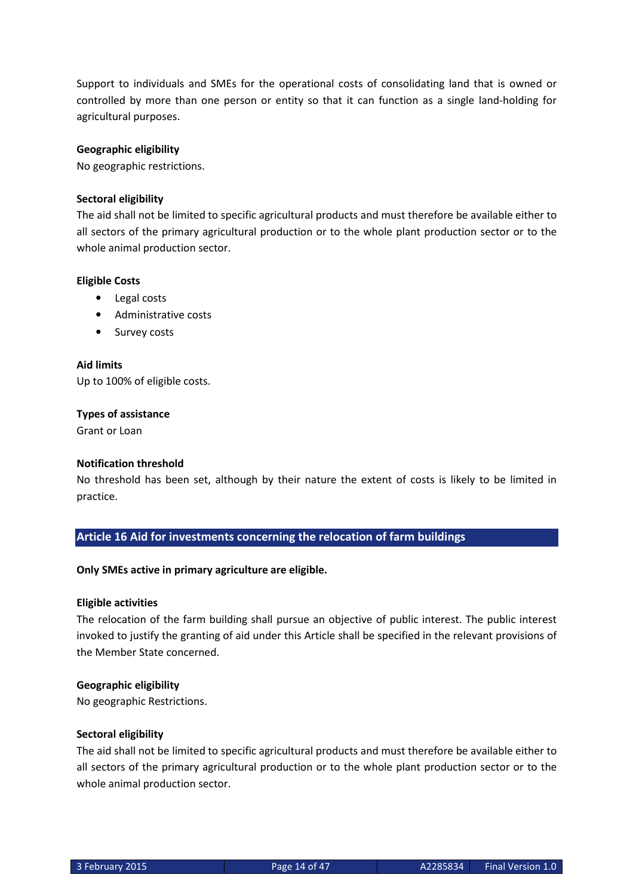Support to individuals and SMEs for the operational costs of consolidating land that is owned or controlled by more than one person or entity so that it can function as a single land-holding for agricultural purposes.

**Geographic eligibility**

No geographic restrictions.

**Sectoral eligibility**

The aid shall not be limited to specific agricultural products and must therefore be available either to all sectors of the primary agricultural production or to the whole plant production sector or to the whole animal production sector.

**Eligible Costs**

- Legal costs
- Administrative costs
- Survey costs

**Aid limits**

Up to 100% of eligible costs.

**Types of assistance**

Grant or Loan

**Notification threshold**

No threshold has been set, although by their nature the extent of costs is likely to be limited in practice.

## Article 16 Aid for investments concerning the relocation of farm buildings

**Only SMEs active in primary agriculture are eligible.**

**Eligible activities**

The relocation of the farm building shall pursue an objective of public interest. The public interest invoked to justify the granting of aid under this Article shall be specified in the relevant provisions of the Member State concerned.

**Geographic eligibility**

No geographic Restrictions.

**Sectoral eligibility**

The aid shall not be limited to specific agricultural products and must therefore be available either to all sectors of the primary agricultural production or to the whole plant production sector or to the whole animal production sector.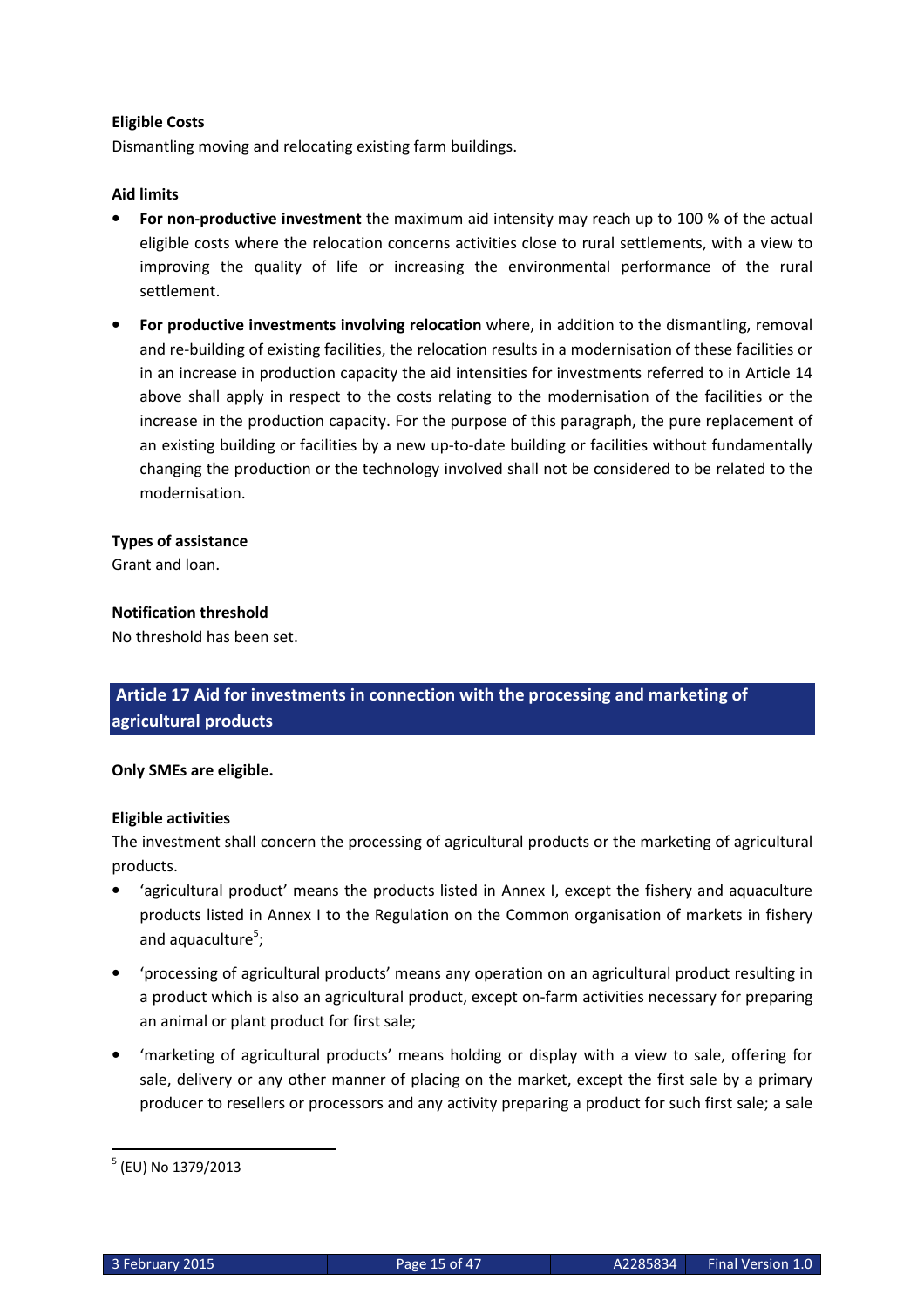**Eligible Costs**

Dismantling moving and relocating existing farm buildings.

**Aid limits**

- **For non-productive investment** the maximum aid intensity may reach up to 100 % of the actual eligible costs where the relocation concerns activities close to rural settlements, with a view to improving the quality of life or increasing the environmental performance of the rural settlement.
- **For productive investments involving relocation** where, in addition to the dismantling, removal and re-building of existing facilities, the relocation results in a modernisation of these facilities or in an increase in production capacity the aid intensities for investments referred to in Article 14 above shall apply in respect to the costs relating to the modernisation of the facilities or the increase in the production capacity. For the purpose of this paragraph, the pure replacement of an existing building or facilities by a new up-to-date building or facilities without fundamentally changing the production or the technology involved shall not be considered to be related to the modernisation.

**Types of assistance**

Grant and loan.

**Notification threshold**

No threshold has been set.

## Article 17 Aid for investments in connection with the processing and marketing of agricultural products

**Only SMEs are eligible.**

**Eligible activities**

The investment shall concern the processing of agricultural products or the marketing of agricultural products.

- 'agricultural product' means the products listed in Annex I, except the fishery and aquaculture products listed in Annex I to the Regulation on the Common organisation of markets in fishery and aquaculture[5];
- 'processing of agricultural products' means any operation on an agricultural product resulting in a product which is also an agricultural product, except on-farm activities necessary for preparing an animal or plant product for first sale;
- 'marketing of agricultural products' means holding or display with a view to sale, offering for sale, delivery or any other manner of placing on the market, except the first sale by a primary producer to resellers or processors and any activity preparing a product for such first sale; a sale

[5] (EU) No 1379/2013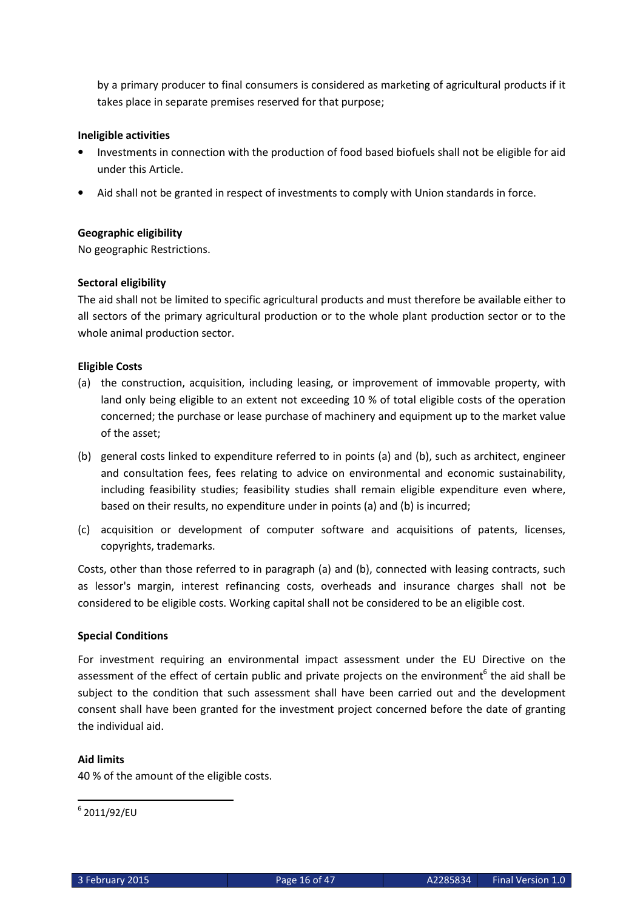by a primary producer to final consumers is considered as marketing of agricultural products if it takes place in separate premises reserved for that purpose;

**Ineligible activities**

- Investments in connection with the production of food based biofuels shall not be eligible for aid under this Article.
- Aid shall not be granted in respect of investments to comply with Union standards in force.

**Geographic eligibility**

No geographic Restrictions.

**Sectoral eligibility**

The aid shall not be limited to specific agricultural products and must therefore be available either to all sectors of the primary agricultural production or to the whole plant production sector or to the whole animal production sector.

**Eligible Costs**

(a) the construction, acquisition, including leasing, or improvement of immovable property, with land only being eligible to an extent not exceeding 10 % of total eligible costs of the operation concerned; the purchase or lease purchase of machinery and equipment up to the market value of the asset;

(b) general costs linked to expenditure referred to in points (a) and (b), such as architect, engineer and consultation fees, fees relating to advice on environmental and economic sustainability, including feasibility studies; feasibility studies shall remain eligible expenditure even where, based on their results, no expenditure under in points (a) and (b) is incurred;

(c) acquisition or development of computer software and acquisitions of patents, licenses, copyrights, trademarks.

Costs, other than those referred to in paragraph (a) and (b), connected with leasing contracts, such as lessor's margin, interest refinancing costs, overheads and insurance charges shall not be considered to be eligible costs. Working capital shall not be considered to be an eligible cost.

**Special Conditions**

For investment requiring an environmental impact assessment under the EU Directive on the assessment of the effect of certain public and private projects on the environment[6] the aid shall be subject to the condition that such assessment shall have been carried out and the development consent shall have been granted for the investment project concerned before the date of granting the individual aid.

**Aid limits**

40 % of the amount of the eligible costs.

[6] 2011/92/EU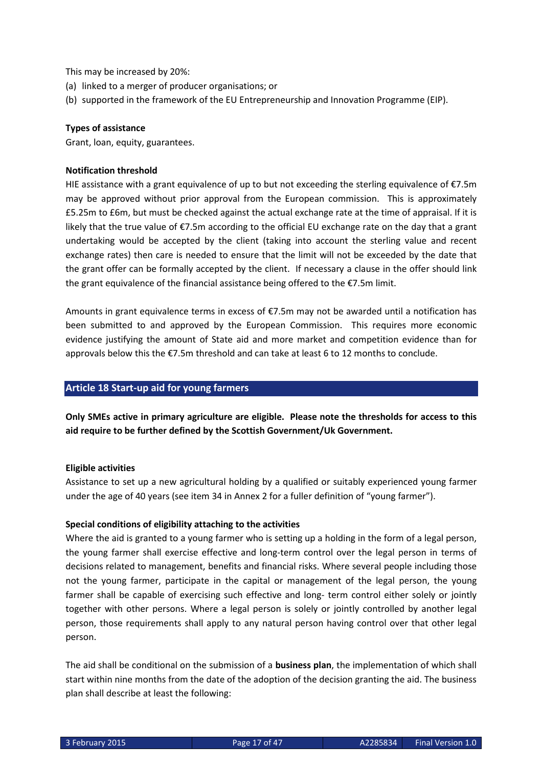This may be increased by 20%:

(a) linked to a merger of producer organisations; or
(b) supported in the framework of the EU Entrepreneurship and Innovation Programme (EIP).

**Types of assistance**

Grant, loan, equity, guarantees.

**Notification threshold**

HIE assistance with a grant equivalence of up to but not exceeding the sterling equivalence of €7.5m may be approved without prior approval from the European commission. This is approximately £5.25m to £6m, but must be checked against the actual exchange rate at the time of appraisal. If it is likely that the true value of €7.5m according to the official EU exchange rate on the day that a grant undertaking would be accepted by the client (taking into account the sterling value and recent exchange rates) then care is needed to ensure that the limit will not be exceeded by the date that the grant offer can be formally accepted by the client. If necessary a clause in the offer should link the grant equivalence of the financial assistance being offered to the €7.5m limit.

Amounts in grant equivalence terms in excess of €7.5m may not be awarded until a notification has been submitted to and approved by the European Commission. This requires more economic evidence justifying the amount of State aid and more market and competition evidence than for approvals below this the €7.5m threshold and can take at least 6 to 12 months to conclude.

## Article 18 Start-up aid for young farmers

**Only SMEs active in primary agriculture are eligible. Please note the thresholds for access to this aid require to be further defined by the Scottish Government/Uk Government.**

**Eligible activities**

Assistance to set up a new agricultural holding by a qualified or suitably experienced young farmer under the age of 40 years (see item 34 in Annex 2 for a fuller definition of "young farmer").

**Special conditions of eligibility attaching to the activities**

Where the aid is granted to a young farmer who is setting up a holding in the form of a legal person, the young farmer shall exercise effective and long-term control over the legal person in terms of decisions related to management, benefits and financial risks. Where several people including those not the young farmer, participate in the capital or management of the legal person, the young farmer shall be capable of exercising such effective and long- term control either solely or jointly together with other persons. Where a legal person is solely or jointly controlled by another legal person, those requirements shall apply to any natural person having control over that other legal person.

The aid shall be conditional on the submission of a **business plan**, the implementation of which shall start within nine months from the date of the adoption of the decision granting the aid. The business plan shall describe at least the following: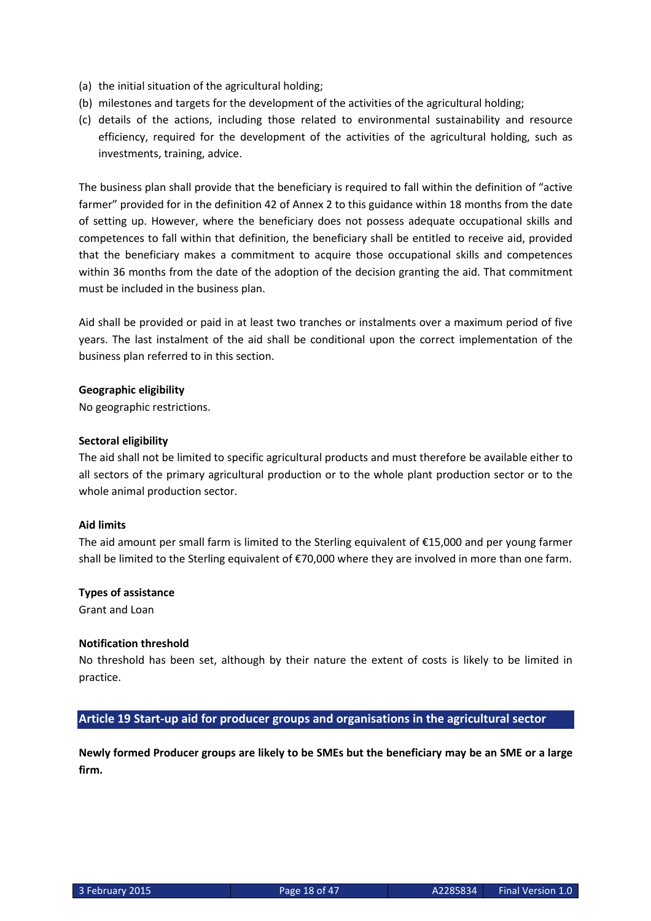(a) the initial situation of the agricultural holding;
(b) milestones and targets for the development of the activities of the agricultural holding;
(c) details of the actions, including those related to environmental sustainability and resource efficiency, required for the development of the activities of the agricultural holding, such as investments, training, advice.

The business plan shall provide that the beneficiary is required to fall within the definition of "active farmer" provided for in the definition 42 of Annex 2 to this guidance within 18 months from the date of setting up. However, where the beneficiary does not possess adequate occupational skills and competences to fall within that definition, the beneficiary shall be entitled to receive aid, provided that the beneficiary makes a commitment to acquire those occupational skills and competences within 36 months from the date of the adoption of the decision granting the aid. That commitment must be included in the business plan.

Aid shall be provided or paid in at least two tranches or instalments over a maximum period of five years. The last instalment of the aid shall be conditional upon the correct implementation of the business plan referred to in this section.

**Geographic eligibility**

No geographic restrictions.

**Sectoral eligibility**

The aid shall not be limited to specific agricultural products and must therefore be available either to all sectors of the primary agricultural production or to the whole plant production sector or to the whole animal production sector.

**Aid limits**

The aid amount per small farm is limited to the Sterling equivalent of €15,000 and per young farmer shall be limited to the Sterling equivalent of €70,000 where they are involved in more than one farm.

**Types of assistance**

Grant and Loan

**Notification threshold**

No threshold has been set, although by their nature the extent of costs is likely to be limited in practice.

## Article 19 Start-up aid for producer groups and organisations in the agricultural sector

**Newly formed Producer groups are likely to be SMEs but the beneficiary may be an SME or a large firm.**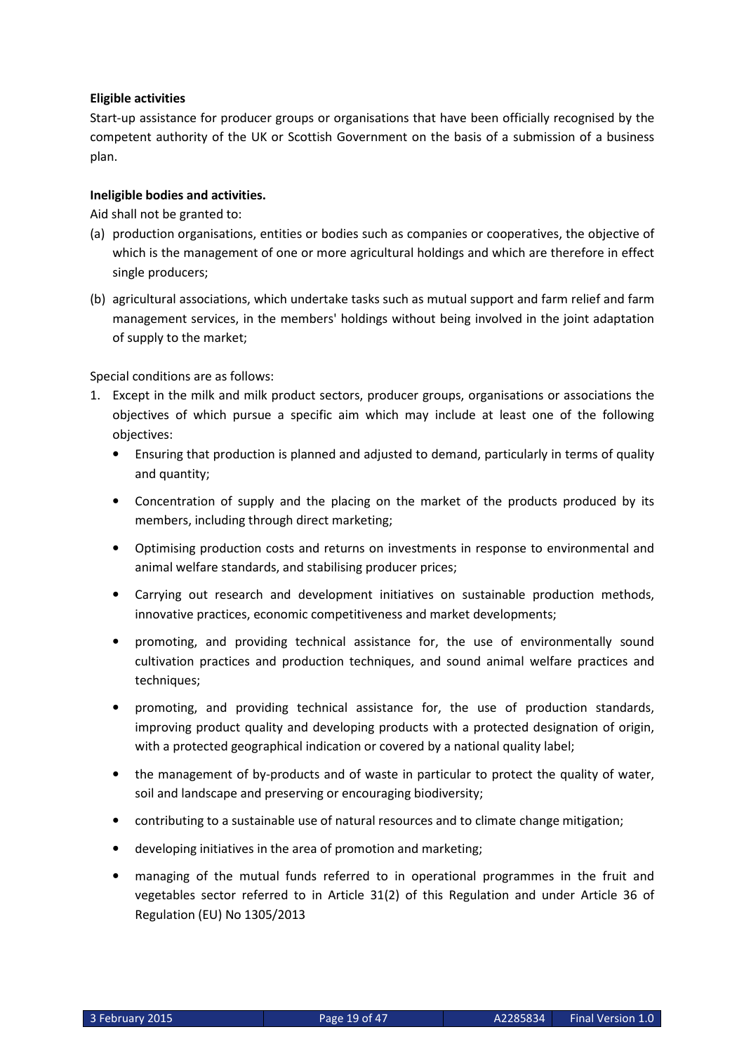**Eligible activities**

Start-up assistance for producer groups or organisations that have been officially recognised by the competent authority of the UK or Scottish Government on the basis of a submission of a business plan.

**Ineligible bodies and activities.**

Aid shall not be granted to:

(a) production organisations, entities or bodies such as companies or cooperatives, the objective of which is the management of one or more agricultural holdings and which are therefore in effect single producers;

(b) agricultural associations, which undertake tasks such as mutual support and farm relief and farm management services, in the members' holdings without being involved in the joint adaptation of supply to the market;

Special conditions are as follows:

1. Except in the milk and milk product sectors, producer groups, organisations or associations the objectives of which pursue a specific aim which may include at least one of the following objectives:
   - Ensuring that production is planned and adjusted to demand, particularly in terms of quality and quantity;
   - Concentration of supply and the placing on the market of the products produced by its members, including through direct marketing;
   - Optimising production costs and returns on investments in response to environmental and animal welfare standards, and stabilising producer prices;
   - Carrying out research and development initiatives on sustainable production methods, innovative practices, economic competitiveness and market developments;
   - promoting, and providing technical assistance for, the use of environmentally sound cultivation practices and production techniques, and sound animal welfare practices and techniques;
   - promoting, and providing technical assistance for, the use of production standards, improving product quality and developing products with a protected designation of origin, with a protected geographical indication or covered by a national quality label;
   - the management of by-products and of waste in particular to protect the quality of water, soil and landscape and preserving or encouraging biodiversity;
   - contributing to a sustainable use of natural resources and to climate change mitigation;
   - developing initiatives in the area of promotion and marketing;
   - managing of the mutual funds referred to in operational programmes in the fruit and vegetables sector referred to in Article 31(2) of this Regulation and under Article 36 of Regulation (EU) No 1305/2013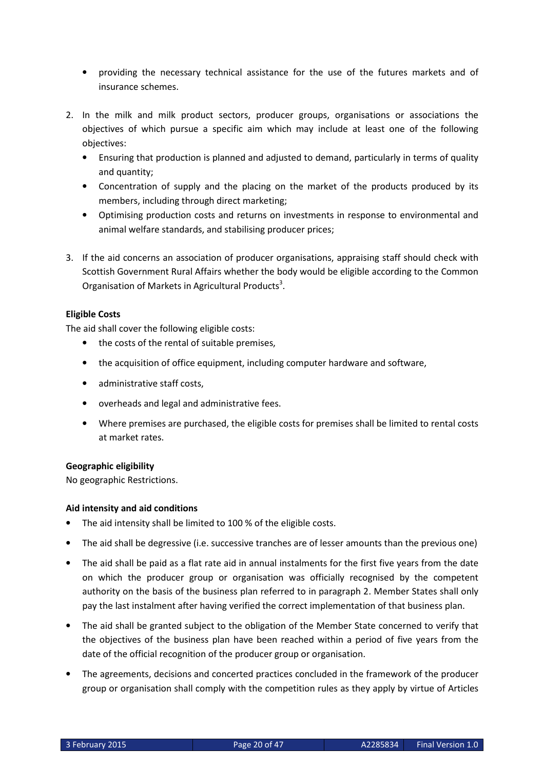- providing the necessary technical assistance for the use of the futures markets and of insurance schemes.

2. In the milk and milk product sectors, producer groups, organisations or associations the objectives of which pursue a specific aim which may include at least one of the following objectives:
   - Ensuring that production is planned and adjusted to demand, particularly in terms of quality and quantity;
   - Concentration of supply and the placing on the market of the products produced by its members, including through direct marketing;
   - Optimising production costs and returns on investments in response to environmental and animal welfare standards, and stabilising producer prices;

3. If the aid concerns an association of producer organisations, appraising staff should check with Scottish Government Rural Affairs whether the body would be eligible according to the Common Organisation of Markets in Agricultural Products[3].

**Eligible Costs**

The aid shall cover the following eligible costs:

- the costs of the rental of suitable premises,
- the acquisition of office equipment, including computer hardware and software,
- administrative staff costs,
- overheads and legal and administrative fees.
- Where premises are purchased, the eligible costs for premises shall be limited to rental costs at market rates.

**Geographic eligibility**

No geographic Restrictions.

**Aid intensity and aid conditions**

- The aid intensity shall be limited to 100 % of the eligible costs.
- The aid shall be degressive (i.e. successive tranches are of lesser amounts than the previous one)
- The aid shall be paid as a flat rate aid in annual instalments for the first five years from the date on which the producer group or organisation was officially recognised by the competent authority on the basis of the business plan referred to in paragraph 2. Member States shall only pay the last instalment after having verified the correct implementation of that business plan.
- The aid shall be granted subject to the obligation of the Member State concerned to verify that the objectives of the business plan have been reached within a period of five years from the date of the official recognition of the producer group or organisation.
- The agreements, decisions and concerted practices concluded in the framework of the producer group or organisation shall comply with the competition rules as they apply by virtue of Articles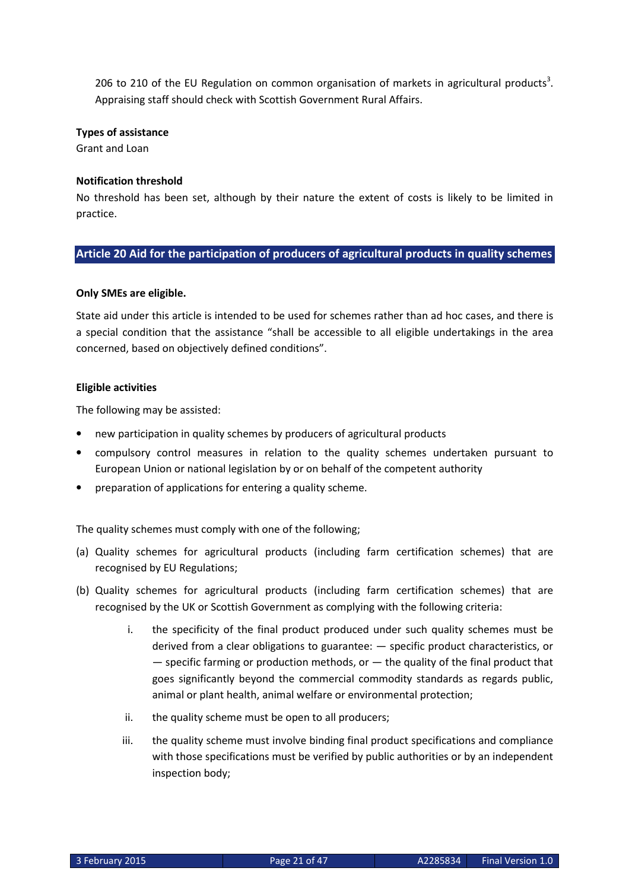206 to 210 of the EU Regulation on common organisation of markets in agricultural products[3]. Appraising staff should check with Scottish Government Rural Affairs.

**Types of assistance**
Grant and Loan

**Notification threshold**
No threshold has been set, although by their nature the extent of costs is likely to be limited in practice.

## Article 20 Aid for the participation of producers of agricultural products in quality schemes

**Only SMEs are eligible.**

State aid under this article is intended to be used for schemes rather than ad hoc cases, and there is a special condition that the assistance "shall be accessible to all eligible undertakings in the area concerned, based on objectively defined conditions".

**Eligible activities**

The following may be assisted:

- new participation in quality schemes by producers of agricultural products
- compulsory control measures in relation to the quality schemes undertaken pursuant to European Union or national legislation by or on behalf of the competent authority
- preparation of applications for entering a quality scheme.

The quality schemes must comply with one of the following;

(a) Quality schemes for agricultural products (including farm certification schemes) that are recognised by EU Regulations;

(b) Quality schemes for agricultural products (including farm certification schemes) that are recognised by the UK or Scottish Government as complying with the following criteria:

   i. the specificity of the final product produced under such quality schemes must be derived from a clear obligations to guarantee: — specific product characteristics, or — specific farming or production methods, or — the quality of the final product that goes significantly beyond the commercial commodity standards as regards public, animal or plant health, animal welfare or environmental protection;

   ii. the quality scheme must be open to all producers;

   iii. the quality scheme must involve binding final product specifications and compliance with those specifications must be verified by public authorities or by an independent inspection body;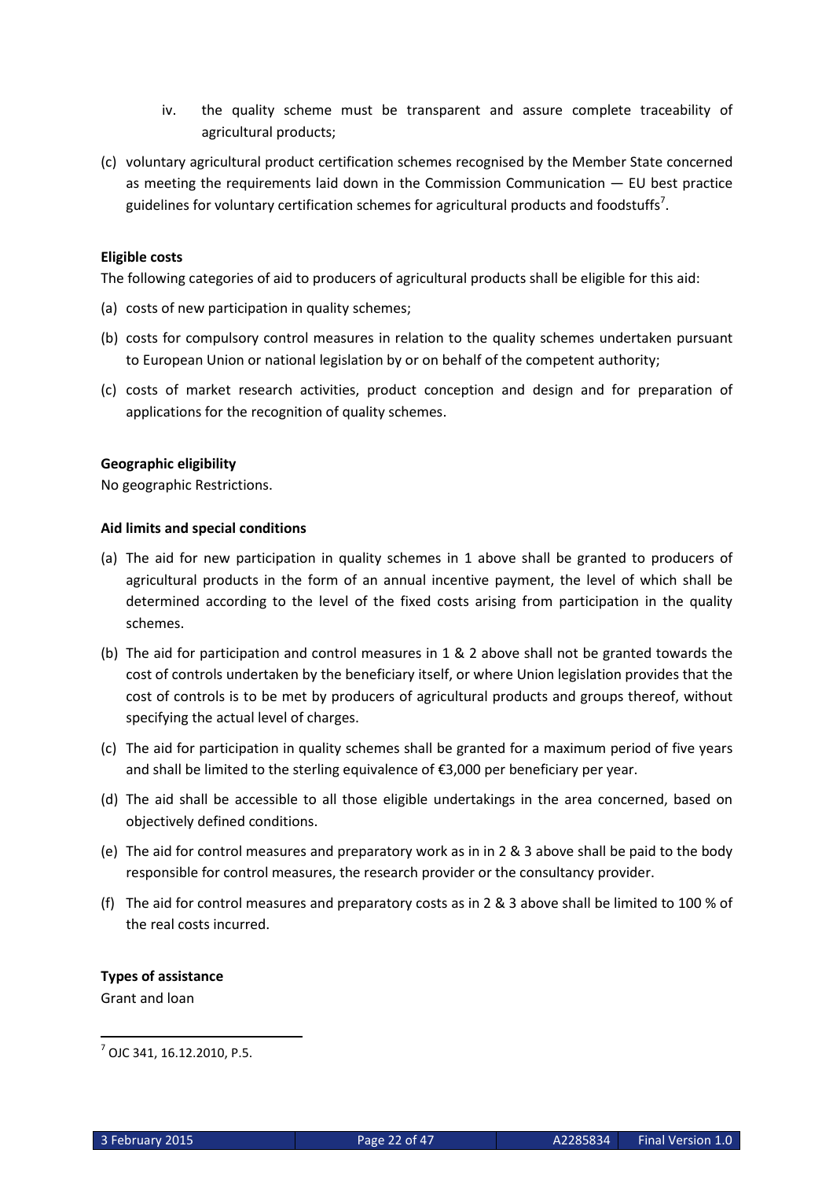iv. the quality scheme must be transparent and assure complete traceability of agricultural products;

(c) voluntary agricultural product certification schemes recognised by the Member State concerned as meeting the requirements laid down in the Commission Communication — EU best practice guidelines for voluntary certification schemes for agricultural products and foodstuffs[7].

**Eligible costs**

The following categories of aid to producers of agricultural products shall be eligible for this aid:

(a) costs of new participation in quality schemes;

(b) costs for compulsory control measures in relation to the quality schemes undertaken pursuant to European Union or national legislation by or on behalf of the competent authority;

(c) costs of market research activities, product conception and design and for preparation of applications for the recognition of quality schemes.

**Geographic eligibility**

No geographic Restrictions.

**Aid limits and special conditions**

(a) The aid for new participation in quality schemes in 1 above shall be granted to producers of agricultural products in the form of an annual incentive payment, the level of which shall be determined according to the level of the fixed costs arising from participation in the quality schemes.

(b) The aid for participation and control measures in 1 & 2 above shall not be granted towards the cost of controls undertaken by the beneficiary itself, or where Union legislation provides that the cost of controls is to be met by producers of agricultural products and groups thereof, without specifying the actual level of charges.

(c) The aid for participation in quality schemes shall be granted for a maximum period of five years and shall be limited to the sterling equivalence of €3,000 per beneficiary per year.

(d) The aid shall be accessible to all those eligible undertakings in the area concerned, based on objectively defined conditions.

(e) The aid for control measures and preparatory work as in in 2 & 3 above shall be paid to the body responsible for control measures, the research provider or the consultancy provider.

(f) The aid for control measures and preparatory costs as in 2 & 3 above shall be limited to 100 % of the real costs incurred.

**Types of assistance**

Grant and loan

[7] OJC 341, 16.12.2010, P.5.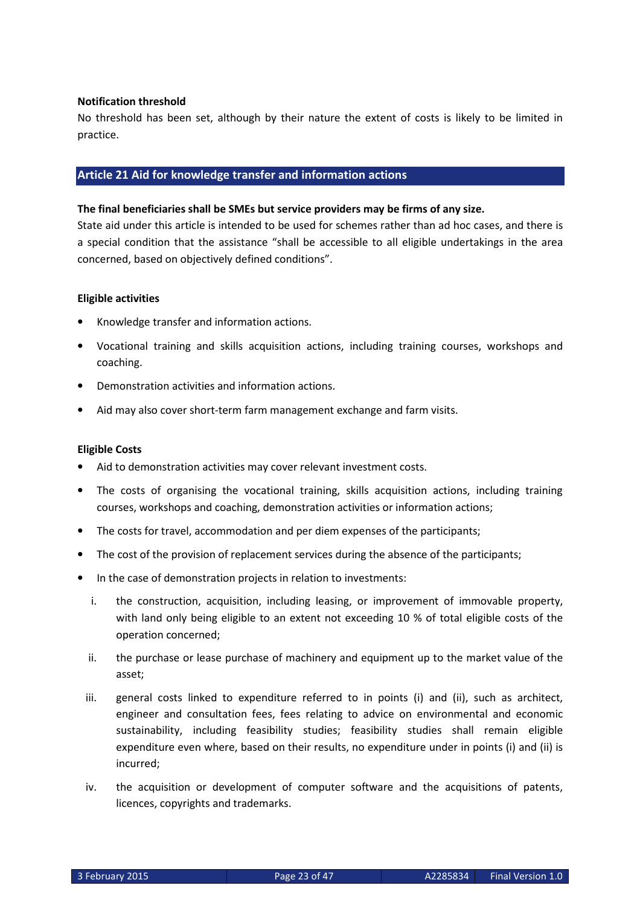**Notification threshold**

No threshold has been set, although by their nature the extent of costs is likely to be limited in practice.

## Article 21 Aid for knowledge transfer and information actions

**The final beneficiaries shall be SMEs but service providers may be firms of any size.**

State aid under this article is intended to be used for schemes rather than ad hoc cases, and there is a special condition that the assistance "shall be accessible to all eligible undertakings in the area concerned, based on objectively defined conditions".

**Eligible activities**

- Knowledge transfer and information actions.
- Vocational training and skills acquisition actions, including training courses, workshops and coaching.
- Demonstration activities and information actions.
- Aid may also cover short-term farm management exchange and farm visits.

**Eligible Costs**

- Aid to demonstration activities may cover relevant investment costs.
- The costs of organising the vocational training, skills acquisition actions, including training courses, workshops and coaching, demonstration activities or information actions;
- The costs for travel, accommodation and per diem expenses of the participants;
- The cost of the provision of replacement services during the absence of the participants;
- In the case of demonstration projects in relation to investments:
  1. the construction, acquisition, including leasing, or improvement of immovable property, with land only being eligible to an extent not exceeding 10 % of total eligible costs of the operation concerned;
  2. the purchase or lease purchase of machinery and equipment up to the market value of the asset;
  3. general costs linked to expenditure referred to in points (i) and (ii), such as architect, engineer and consultation fees, fees relating to advice on environmental and economic sustainability, including feasibility studies; feasibility studies shall remain eligible expenditure even where, based on their results, no expenditure under in points (i) and (ii) is incurred;
  4. the acquisition or development of computer software and the acquisitions of patents, licences, copyrights and trademarks.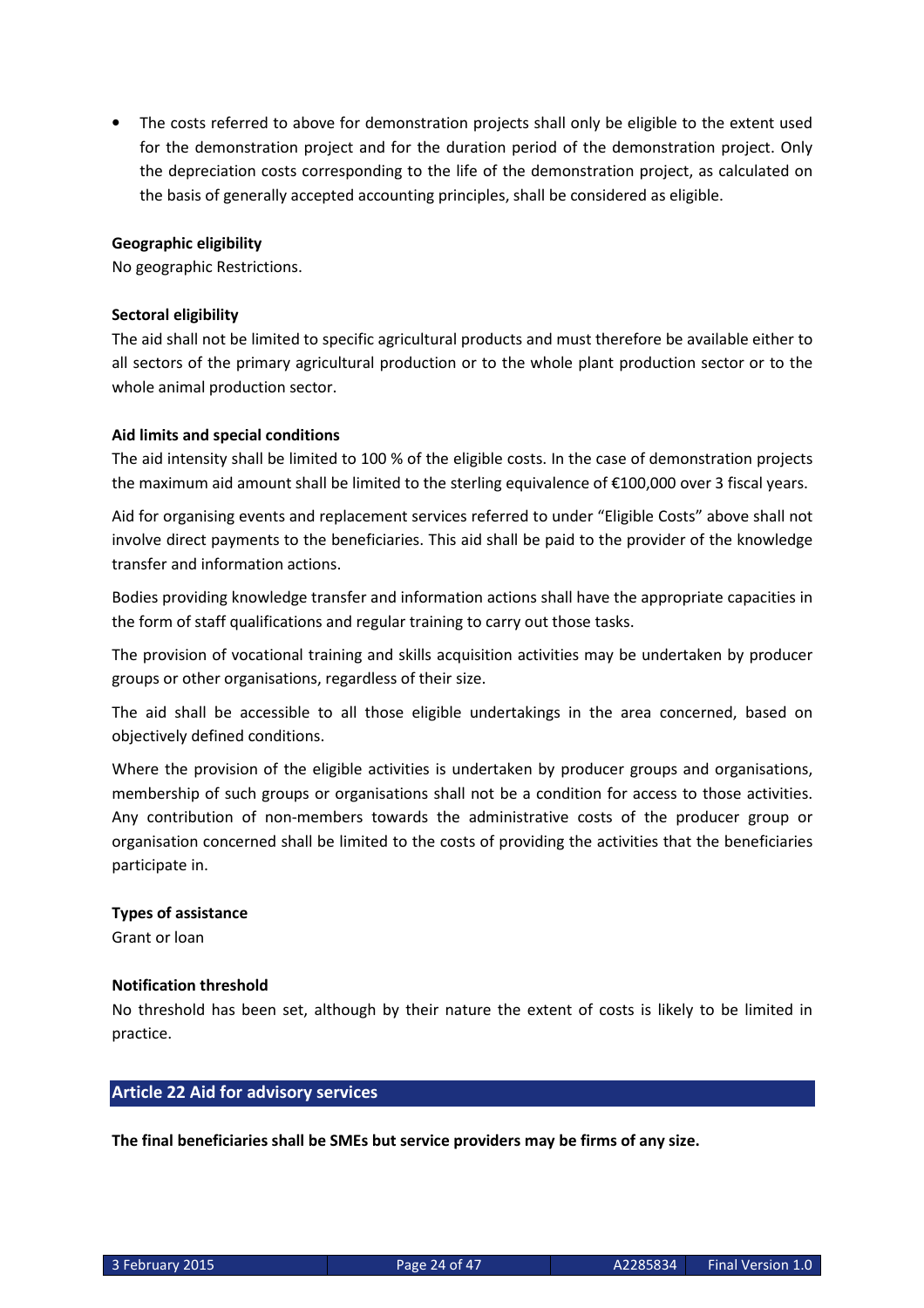- The costs referred to above for demonstration projects shall only be eligible to the extent used for the demonstration project and for the duration period of the demonstration project. Only the depreciation costs corresponding to the life of the demonstration project, as calculated on the basis of generally accepted accounting principles, shall be considered as eligible.

**Geographic eligibility**

No geographic Restrictions.

**Sectoral eligibility**

The aid shall not be limited to specific agricultural products and must therefore be available either to all sectors of the primary agricultural production or to the whole plant production sector or to the whole animal production sector.

**Aid limits and special conditions**

The aid intensity shall be limited to 100 % of the eligible costs. In the case of demonstration projects the maximum aid amount shall be limited to the sterling equivalence of €100,000 over 3 fiscal years.

Aid for organising events and replacement services referred to under "Eligible Costs" above shall not involve direct payments to the beneficiaries. This aid shall be paid to the provider of the knowledge transfer and information actions.

Bodies providing knowledge transfer and information actions shall have the appropriate capacities in the form of staff qualifications and regular training to carry out those tasks.

The provision of vocational training and skills acquisition activities may be undertaken by producer groups or other organisations, regardless of their size.

The aid shall be accessible to all those eligible undertakings in the area concerned, based on objectively defined conditions.

Where the provision of the eligible activities is undertaken by producer groups and organisations, membership of such groups or organisations shall not be a condition for access to those activities. Any contribution of non-members towards the administrative costs of the producer group or organisation concerned shall be limited to the costs of providing the activities that the beneficiaries participate in.

**Types of assistance**

Grant or loan

**Notification threshold**

No threshold has been set, although by their nature the extent of costs is likely to be limited in practice.

## Article 22 Aid for advisory services

**The final beneficiaries shall be SMEs but service providers may be firms of any size.**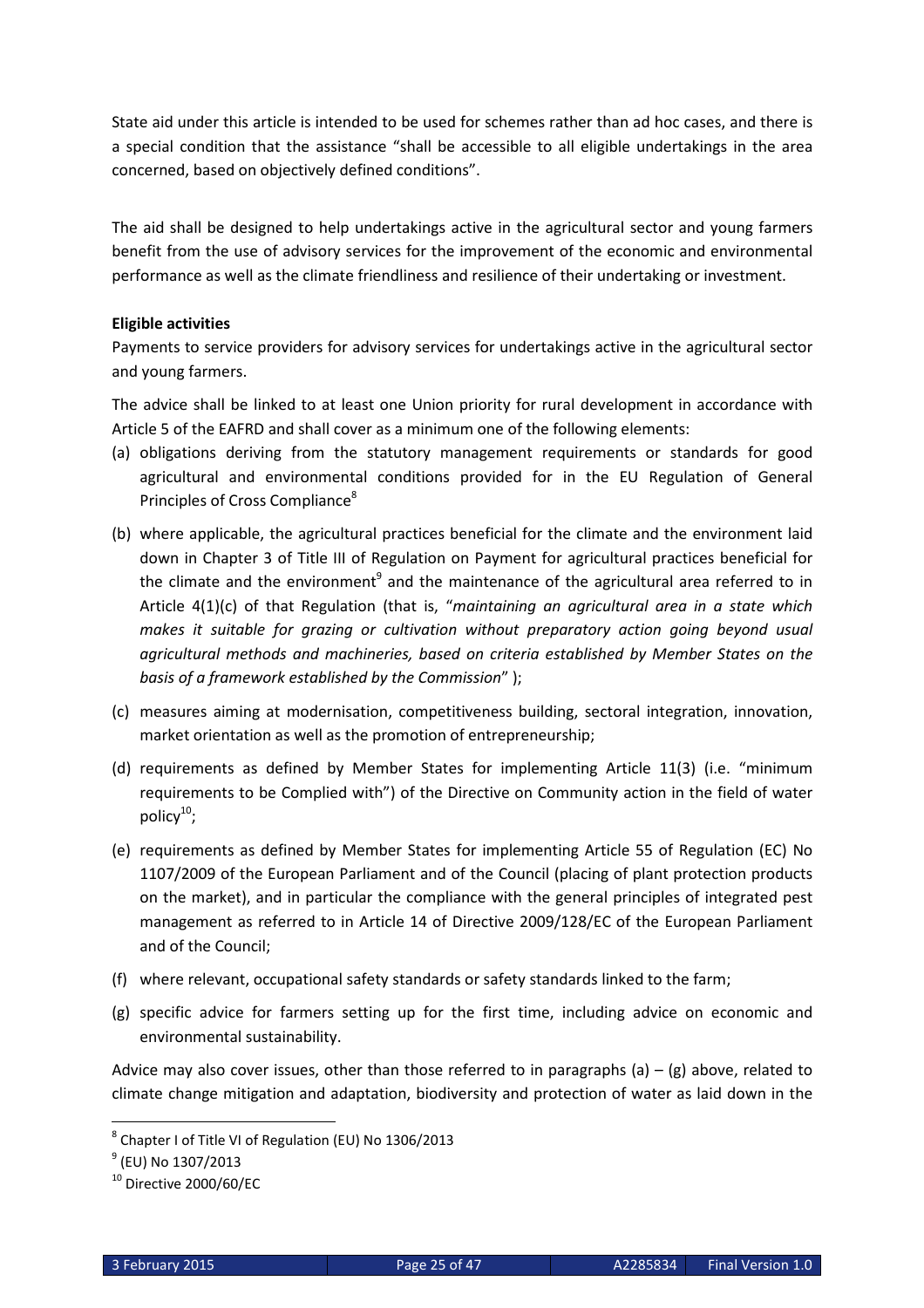State aid under this article is intended to be used for schemes rather than ad hoc cases, and there is a special condition that the assistance "shall be accessible to all eligible undertakings in the area concerned, based on objectively defined conditions".

The aid shall be designed to help undertakings active in the agricultural sector and young farmers benefit from the use of advisory services for the improvement of the economic and environmental performance as well as the climate friendliness and resilience of their undertaking or investment.

**Eligible activities**

Payments to service providers for advisory services for undertakings active in the agricultural sector and young farmers.

The advice shall be linked to at least one Union priority for rural development in accordance with Article 5 of the EAFRD and shall cover as a minimum one of the following elements:

(a) obligations deriving from the statutory management requirements or standards for good agricultural and environmental conditions provided for in the EU Regulation of General Principles of Cross Compliance[8]

(b) where applicable, the agricultural practices beneficial for the climate and the environment laid down in Chapter 3 of Title III of Regulation on Payment for agricultural practices beneficial for the climate and the environment[9] and the maintenance of the agricultural area referred to in Article 4(1)(c) of that Regulation (that is, "*maintaining an agricultural area in a state which makes it suitable for grazing or cultivation without preparatory action going beyond usual agricultural methods and machineries, based on criteria established by Member States on the basis of a framework established by the Commission*" );

(c) measures aiming at modernisation, competitiveness building, sectoral integration, innovation, market orientation as well as the promotion of entrepreneurship;

(d) requirements as defined by Member States for implementing Article 11(3) (i.e. "minimum requirements to be Complied with") of the Directive on Community action in the field of water policy[10];

(e) requirements as defined by Member States for implementing Article 55 of Regulation (EC) No 1107/2009 of the European Parliament and of the Council (placing of plant protection products on the market), and in particular the compliance with the general principles of integrated pest management as referred to in Article 14 of Directive 2009/128/EC of the European Parliament and of the Council;

(f) where relevant, occupational safety standards or safety standards linked to the farm;

(g) specific advice for farmers setting up for the first time, including advice on economic and environmental sustainability.

Advice may also cover issues, other than those referred to in paragraphs (a) – (g) above, related to climate change mitigation and adaptation, biodiversity and protection of water as laid down in the

---

[8] Chapter I of Title VI of Regulation (EU) No 1306/2013

[9] (EU) No 1307/2013

[10] Directive 2000/60/EC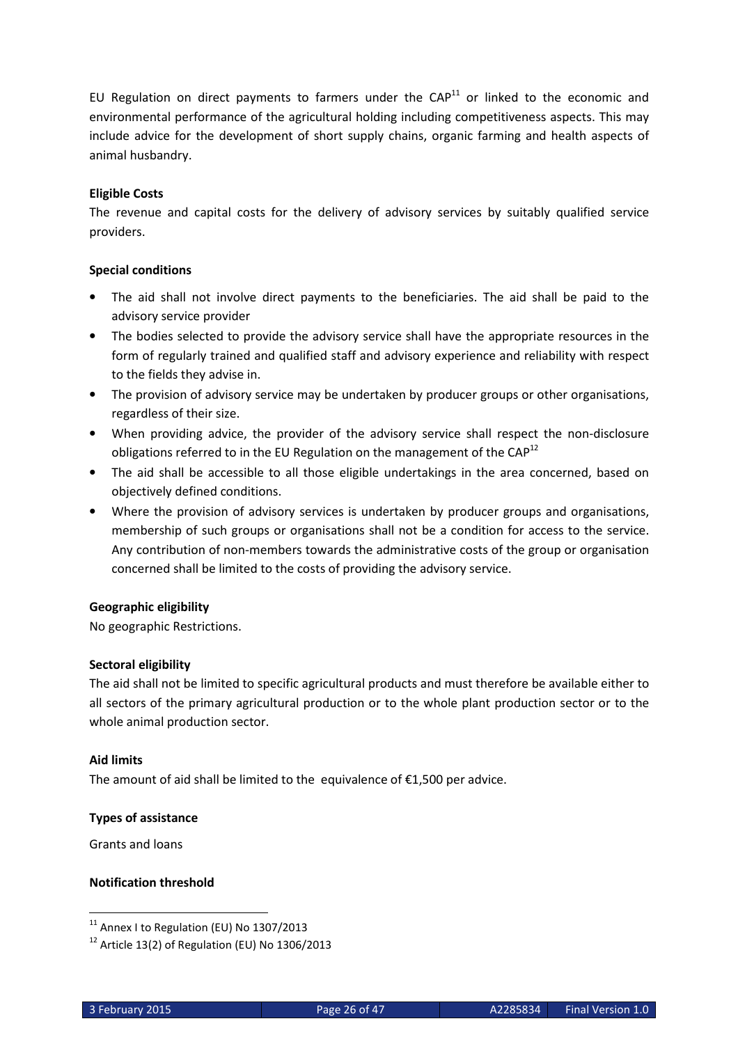EU Regulation on direct payments to farmers under the CAP[11] or linked to the economic and environmental performance of the agricultural holding including competitiveness aspects. This may include advice for the development of short supply chains, organic farming and health aspects of animal husbandry.

**Eligible Costs**

The revenue and capital costs for the delivery of advisory services by suitably qualified service providers.

**Special conditions**

- The aid shall not involve direct payments to the beneficiaries. The aid shall be paid to the advisory service provider
- The bodies selected to provide the advisory service shall have the appropriate resources in the form of regularly trained and qualified staff and advisory experience and reliability with respect to the fields they advise in.
- The provision of advisory service may be undertaken by producer groups or other organisations, regardless of their size.
- When providing advice, the provider of the advisory service shall respect the non-disclosure obligations referred to in the EU Regulation on the management of the CAP[12]
- The aid shall be accessible to all those eligible undertakings in the area concerned, based on objectively defined conditions.
- Where the provision of advisory services is undertaken by producer groups and organisations, membership of such groups or organisations shall not be a condition for access to the service. Any contribution of non-members towards the administrative costs of the group or organisation concerned shall be limited to the costs of providing the advisory service.

**Geographic eligibility**

No geographic Restrictions.

**Sectoral eligibility**

The aid shall not be limited to specific agricultural products and must therefore be available either to all sectors of the primary agricultural production or to the whole plant production sector or to the whole animal production sector.

**Aid limits**

The amount of aid shall be limited to the equivalence of €1,500 per advice.

**Types of assistance**

Grants and loans

**Notification threshold**

---

[11] Annex I to Regulation (EU) No 1307/2013

[12] Article 13(2) of Regulation (EU) No 1306/2013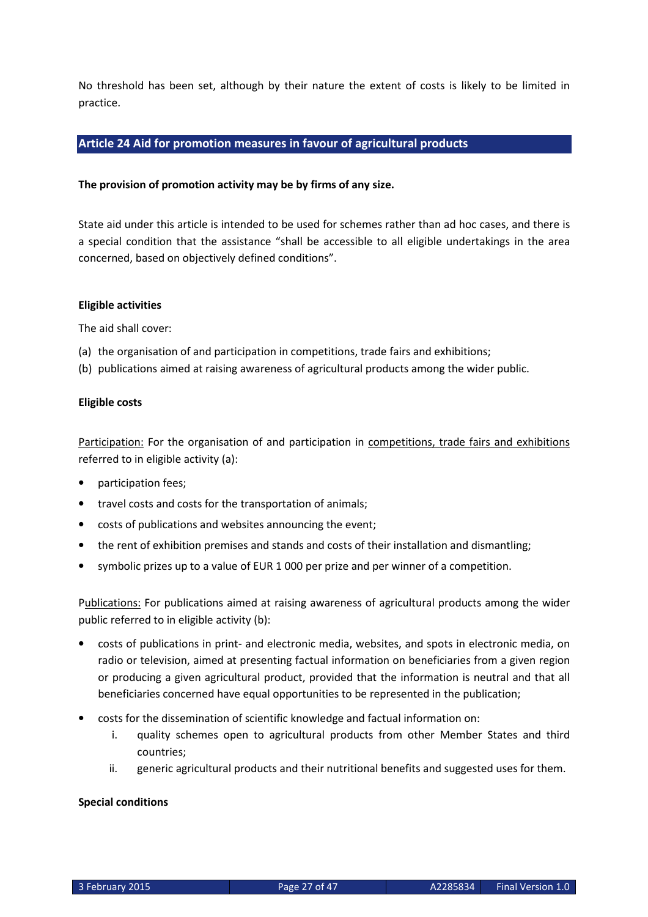No threshold has been set, although by their nature the extent of costs is likely to be limited in practice.

## Article 24 Aid for promotion measures in favour of agricultural products

**The provision of promotion activity may be by firms of any size.**

State aid under this article is intended to be used for schemes rather than ad hoc cases, and there is a special condition that the assistance "shall be accessible to all eligible undertakings in the area concerned, based on objectively defined conditions".

**Eligible activities**

The aid shall cover:

(a) the organisation of and participation in competitions, trade fairs and exhibitions;
(b) publications aimed at raising awareness of agricultural products among the wider public.

**Eligible costs**

Participation: For the organisation of and participation in competitions, trade fairs and exhibitions referred to in eligible activity (a):

- participation fees;
- travel costs and costs for the transportation of animals;
- costs of publications and websites announcing the event;
- the rent of exhibition premises and stands and costs of their installation and dismantling;
- symbolic prizes up to a value of EUR 1 000 per prize and per winner of a competition.

Publications: For publications aimed at raising awareness of agricultural products among the wider public referred to in eligible activity (b):

- costs of publications in print- and electronic media, websites, and spots in electronic media, on radio or television, aimed at presenting factual information on beneficiaries from a given region or producing a given agricultural product, provided that the information is neutral and that all beneficiaries concerned have equal opportunities to be represented in the publication;
- costs for the dissemination of scientific knowledge and factual information on:
    i. quality schemes open to agricultural products from other Member States and third countries;
    ii. generic agricultural products and their nutritional benefits and suggested uses for them.

**Special conditions**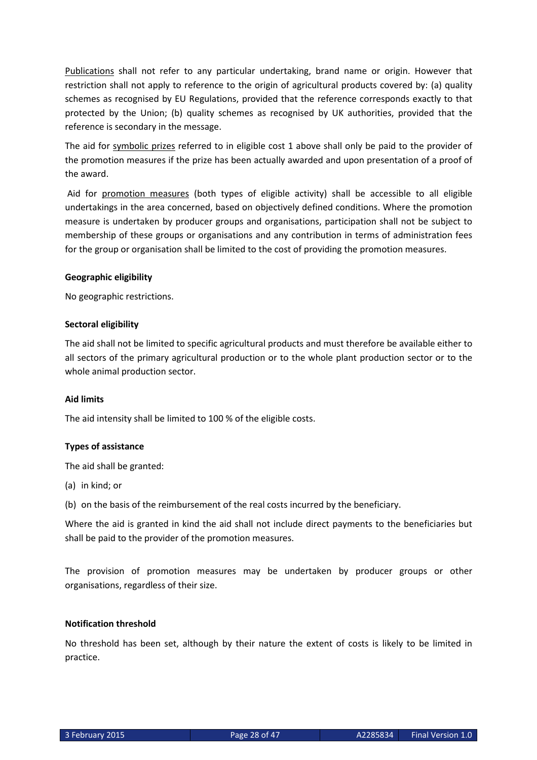Publications shall not refer to any particular undertaking, brand name or origin. However that restriction shall not apply to reference to the origin of agricultural products covered by: (a) quality schemes as recognised by EU Regulations, provided that the reference corresponds exactly to that protected by the Union; (b) quality schemes as recognised by UK authorities, provided that the reference is secondary in the message.

The aid for symbolic prizes referred to in eligible cost 1 above shall only be paid to the provider of the promotion measures if the prize has been actually awarded and upon presentation of a proof of the award.

Aid for promotion measures (both types of eligible activity) shall be accessible to all eligible undertakings in the area concerned, based on objectively defined conditions. Where the promotion measure is undertaken by producer groups and organisations, participation shall not be subject to membership of these groups or organisations and any contribution in terms of administration fees for the group or organisation shall be limited to the cost of providing the promotion measures.

**Geographic eligibility**

No geographic restrictions.

**Sectoral eligibility**

The aid shall not be limited to specific agricultural products and must therefore be available either to all sectors of the primary agricultural production or to the whole plant production sector or to the whole animal production sector.

**Aid limits**

The aid intensity shall be limited to 100 % of the eligible costs.

**Types of assistance**

The aid shall be granted:

(a) in kind; or

(b) on the basis of the reimbursement of the real costs incurred by the beneficiary.

Where the aid is granted in kind the aid shall not include direct payments to the beneficiaries but shall be paid to the provider of the promotion measures.

The provision of promotion measures may be undertaken by producer groups or other organisations, regardless of their size.

**Notification threshold**

No threshold has been set, although by their nature the extent of costs is likely to be limited in practice.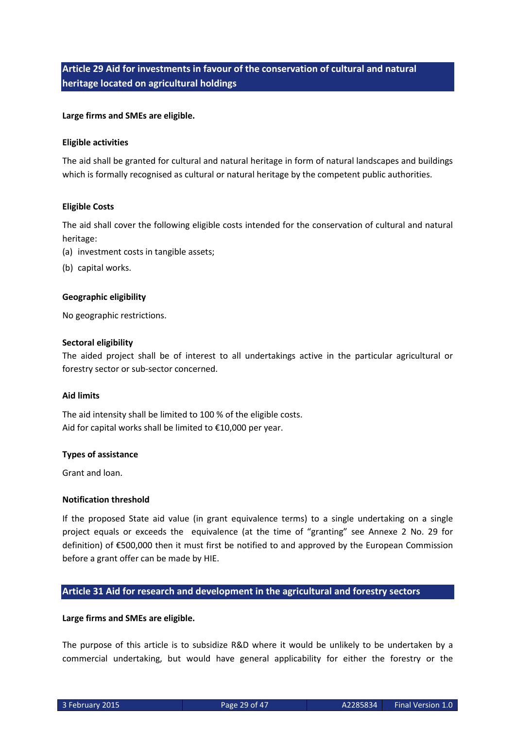## Article 29 Aid for investments in favour of the conservation of cultural and natural heritage located on agricultural holdings

**Large firms and SMEs are eligible.**

**Eligible activities**

The aid shall be granted for cultural and natural heritage in form of natural landscapes and buildings which is formally recognised as cultural or natural heritage by the competent public authorities.

**Eligible Costs**

The aid shall cover the following eligible costs intended for the conservation of cultural and natural heritage:

(a) investment costs in tangible assets;

(b) capital works.

**Geographic eligibility**

No geographic restrictions.

**Sectoral eligibility**

The aided project shall be of interest to all undertakings active in the particular agricultural or forestry sector or sub-sector concerned.

**Aid limits**

The aid intensity shall be limited to 100 % of the eligible costs.
Aid for capital works shall be limited to €10,000 per year.

**Types of assistance**

Grant and loan.

**Notification threshold**

If the proposed State aid value (in grant equivalence terms) to a single undertaking on a single project equals or exceeds the equivalence (at the time of "granting" see Annexe 2 No. 29 for definition) of €500,000 then it must first be notified to and approved by the European Commission before a grant offer can be made by HIE.

## Article 31 Aid for research and development in the agricultural and forestry sectors

**Large firms and SMEs are eligible.**

The purpose of this article is to subsidize R&D where it would be unlikely to be undertaken by a commercial undertaking, but would have general applicability for either the forestry or the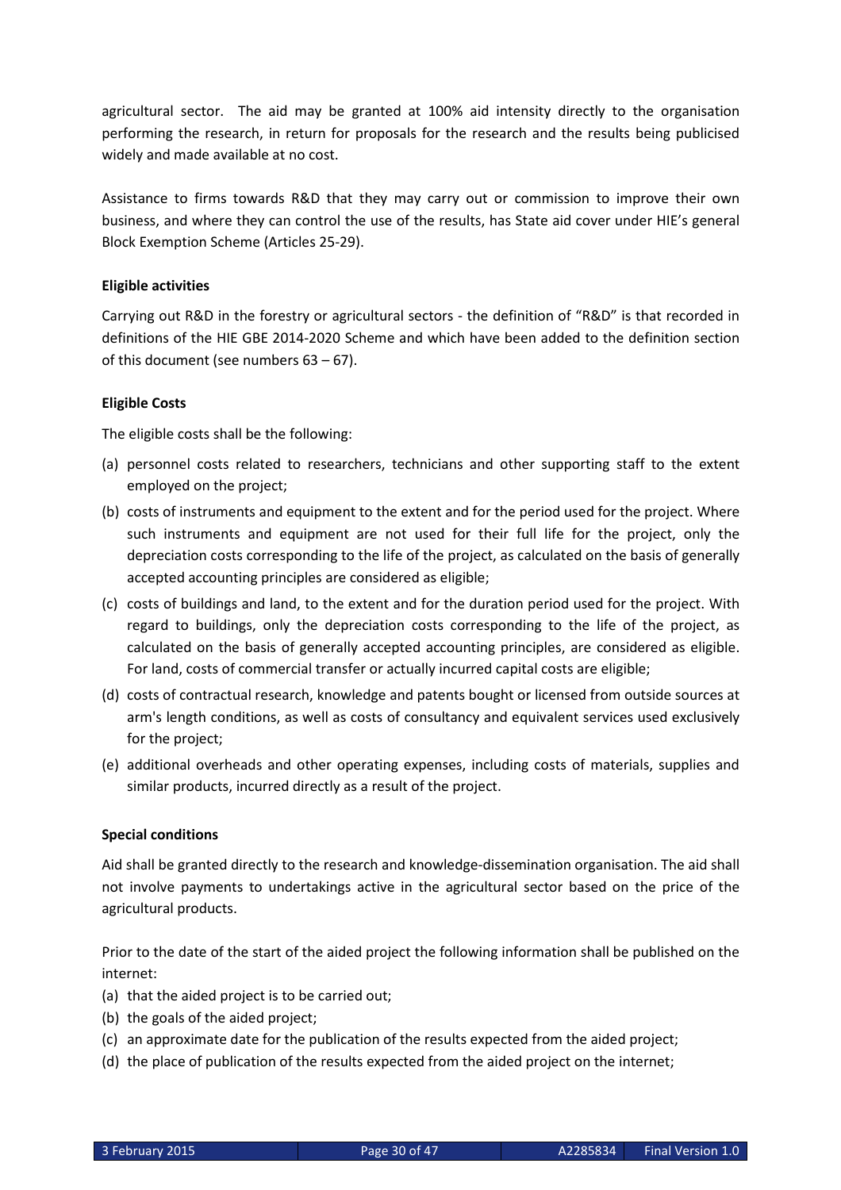agricultural sector. The aid may be granted at 100% aid intensity directly to the organisation performing the research, in return for proposals for the research and the results being publicised widely and made available at no cost.

Assistance to firms towards R&D that they may carry out or commission to improve their own business, and where they can control the use of the results, has State aid cover under HIE's general Block Exemption Scheme (Articles 25-29).

**Eligible activities**

Carrying out R&D in the forestry or agricultural sectors - the definition of "R&D" is that recorded in definitions of the HIE GBE 2014-2020 Scheme and which have been added to the definition section of this document (see numbers 63 – 67).

**Eligible Costs**

The eligible costs shall be the following:

(a) personnel costs related to researchers, technicians and other supporting staff to the extent employed on the project;

(b) costs of instruments and equipment to the extent and for the period used for the project. Where such instruments and equipment are not used for their full life for the project, only the depreciation costs corresponding to the life of the project, as calculated on the basis of generally accepted accounting principles are considered as eligible;

(c) costs of buildings and land, to the extent and for the duration period used for the project. With regard to buildings, only the depreciation costs corresponding to the life of the project, as calculated on the basis of generally accepted accounting principles, are considered as eligible. For land, costs of commercial transfer or actually incurred capital costs are eligible;

(d) costs of contractual research, knowledge and patents bought or licensed from outside sources at arm's length conditions, as well as costs of consultancy and equivalent services used exclusively for the project;

(e) additional overheads and other operating expenses, including costs of materials, supplies and similar products, incurred directly as a result of the project.

**Special conditions**

Aid shall be granted directly to the research and knowledge-dissemination organisation. The aid shall not involve payments to undertakings active in the agricultural sector based on the price of the agricultural products.

Prior to the date of the start of the aided project the following information shall be published on the internet:

(a) that the aided project is to be carried out;
(b) the goals of the aided project;
(c) an approximate date for the publication of the results expected from the aided project;
(d) the place of publication of the results expected from the aided project on the internet;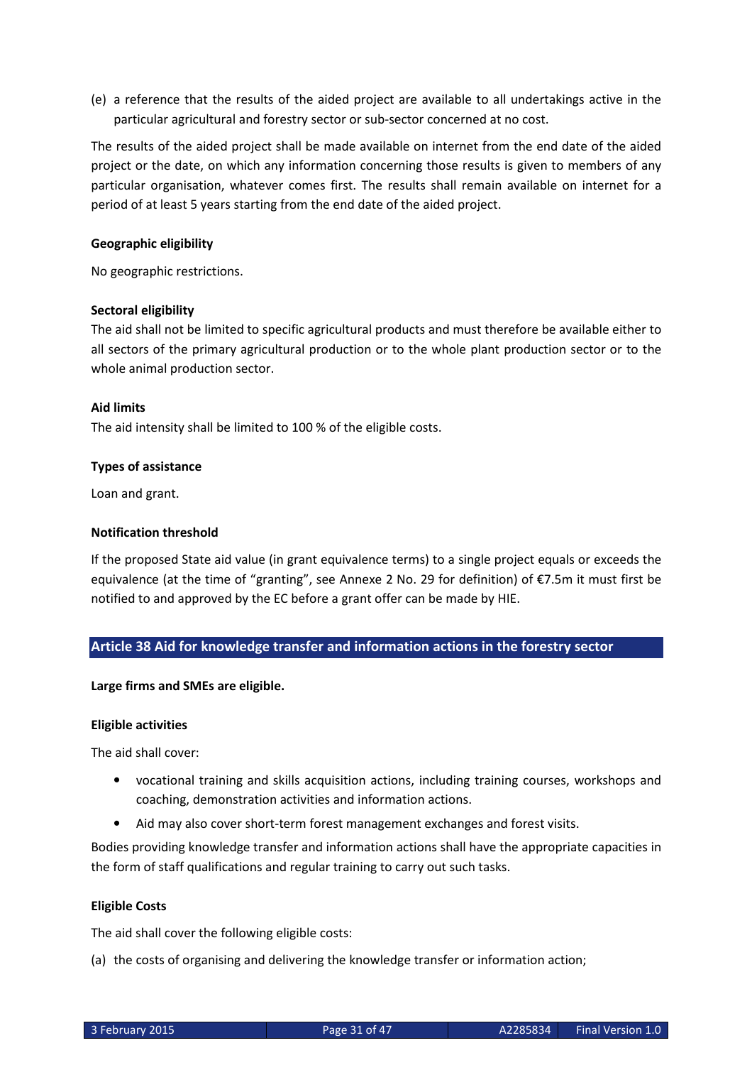(e) a reference that the results of the aided project are available to all undertakings active in the particular agricultural and forestry sector or sub-sector concerned at no cost.

The results of the aided project shall be made available on internet from the end date of the aided project or the date, on which any information concerning those results is given to members of any particular organisation, whatever comes first. The results shall remain available on internet for a period of at least 5 years starting from the end date of the aided project.

**Geographic eligibility**

No geographic restrictions.

**Sectoral eligibility**

The aid shall not be limited to specific agricultural products and must therefore be available either to all sectors of the primary agricultural production or to the whole plant production sector or to the whole animal production sector.

**Aid limits**

The aid intensity shall be limited to 100 % of the eligible costs.

**Types of assistance**

Loan and grant.

**Notification threshold**

If the proposed State aid value (in grant equivalence terms) to a single project equals or exceeds the equivalence (at the time of "granting", see Annexe 2 No. 29 for definition) of €7.5m it must first be notified to and approved by the EC before a grant offer can be made by HIE.

## Article 38 Aid for knowledge transfer and information actions in the forestry sector

**Large firms and SMEs are eligible.**

**Eligible activities**

The aid shall cover:

- vocational training and skills acquisition actions, including training courses, workshops and coaching, demonstration activities and information actions.
- Aid may also cover short-term forest management exchanges and forest visits.

Bodies providing knowledge transfer and information actions shall have the appropriate capacities in the form of staff qualifications and regular training to carry out such tasks.

**Eligible Costs**

The aid shall cover the following eligible costs:

(a) the costs of organising and delivering the knowledge transfer or information action;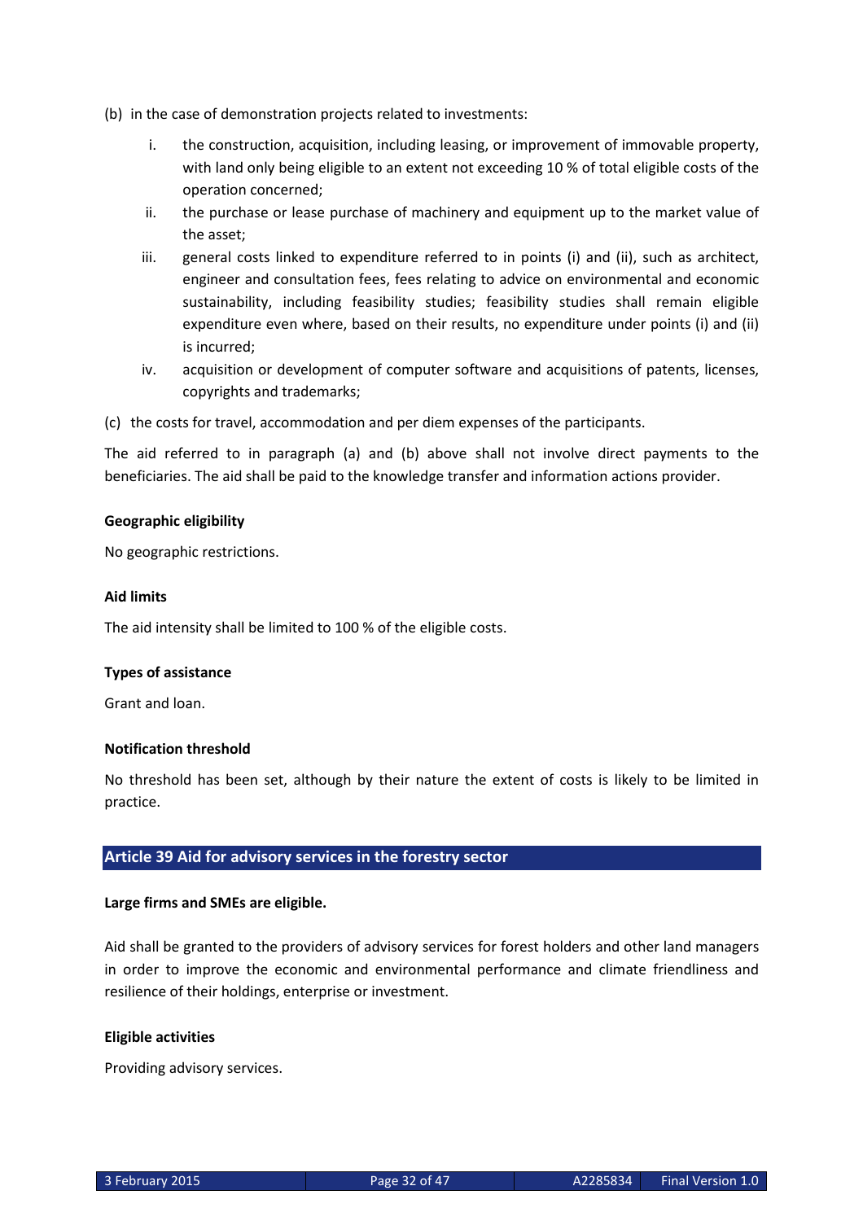(b) in the case of demonstration projects related to investments:

   i. the construction, acquisition, including leasing, or improvement of immovable property, with land only being eligible to an extent not exceeding 10 % of total eligible costs of the operation concerned;

   ii. the purchase or lease purchase of machinery and equipment up to the market value of the asset;

   iii. general costs linked to expenditure referred to in points (i) and (ii), such as architect, engineer and consultation fees, fees relating to advice on environmental and economic sustainability, including feasibility studies; feasibility studies shall remain eligible expenditure even where, based on their results, no expenditure under points (i) and (ii) is incurred;

   iv. acquisition or development of computer software and acquisitions of patents, licenses, copyrights and trademarks;

(c) the costs for travel, accommodation and per diem expenses of the participants.

The aid referred to in paragraph (a) and (b) above shall not involve direct payments to the beneficiaries. The aid shall be paid to the knowledge transfer and information actions provider.

**Geographic eligibility**

No geographic restrictions.

**Aid limits**

The aid intensity shall be limited to 100 % of the eligible costs.

**Types of assistance**

Grant and loan.

**Notification threshold**

No threshold has been set, although by their nature the extent of costs is likely to be limited in practice.

## Article 39 Aid for advisory services in the forestry sector

**Large firms and SMEs are eligible.**

Aid shall be granted to the providers of advisory services for forest holders and other land managers in order to improve the economic and environmental performance and climate friendliness and resilience of their holdings, enterprise or investment.

**Eligible activities**

Providing advisory services.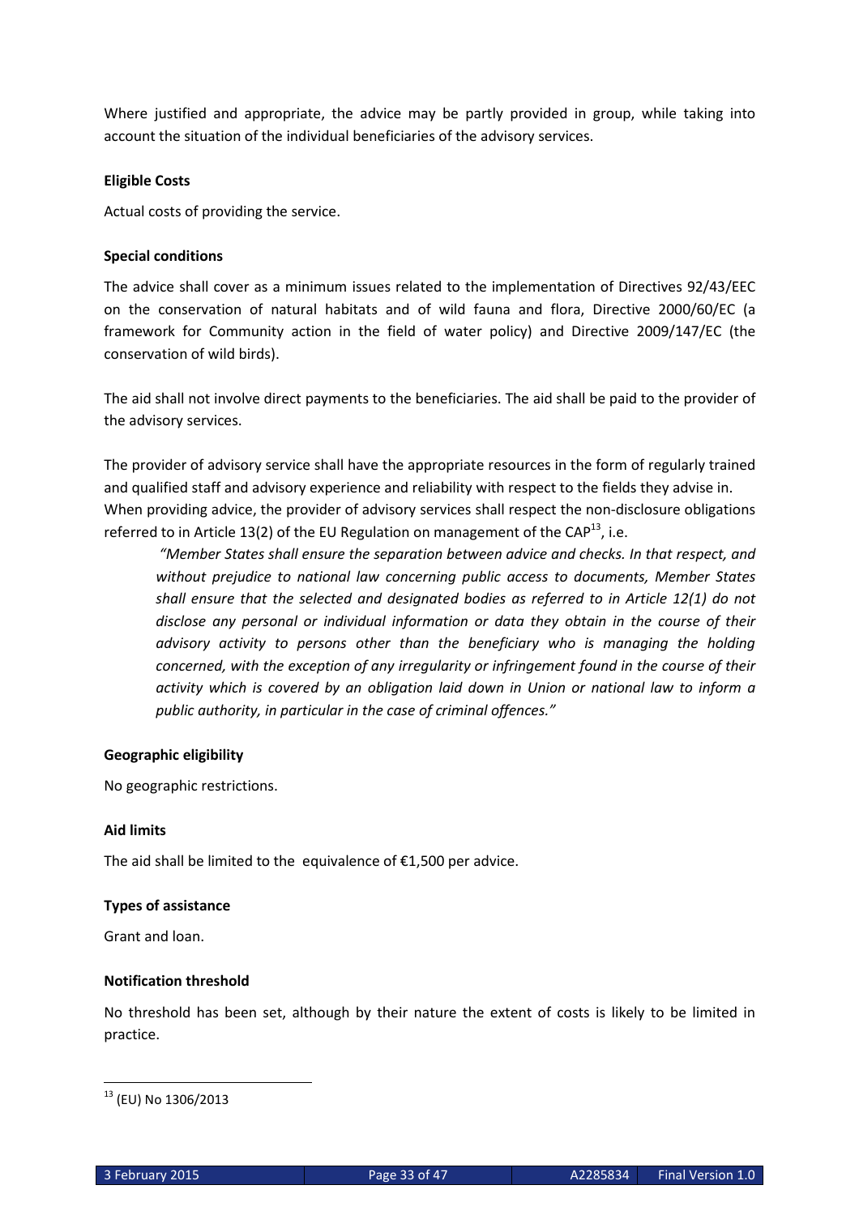Where justified and appropriate, the advice may be partly provided in group, while taking into account the situation of the individual beneficiaries of the advisory services.

**Eligible Costs**

Actual costs of providing the service.

**Special conditions**

The advice shall cover as a minimum issues related to the implementation of Directives 92/43/EEC on the conservation of natural habitats and of wild fauna and flora, Directive 2000/60/EC (a framework for Community action in the field of water policy) and Directive 2009/147/EC (the conservation of wild birds).

The aid shall not involve direct payments to the beneficiaries. The aid shall be paid to the provider of the advisory services.

The provider of advisory service shall have the appropriate resources in the form of regularly trained and qualified staff and advisory experience and reliability with respect to the fields they advise in. When providing advice, the provider of advisory services shall respect the non-disclosure obligations referred to in Article 13(2) of the EU Regulation on management of the CAP[13], i.e.

> *"Member States shall ensure the separation between advice and checks. In that respect, and without prejudice to national law concerning public access to documents, Member States shall ensure that the selected and designated bodies as referred to in Article 12(1) do not disclose any personal or individual information or data they obtain in the course of their advisory activity to persons other than the beneficiary who is managing the holding concerned, with the exception of any irregularity or infringement found in the course of their activity which is covered by an obligation laid down in Union or national law to inform a public authority, in particular in the case of criminal offences."*

**Geographic eligibility**

No geographic restrictions.

**Aid limits**

The aid shall be limited to the equivalence of €1,500 per advice.

**Types of assistance**

Grant and loan.

**Notification threshold**

No threshold has been set, although by their nature the extent of costs is likely to be limited in practice.

---

[13] (EU) No 1306/2013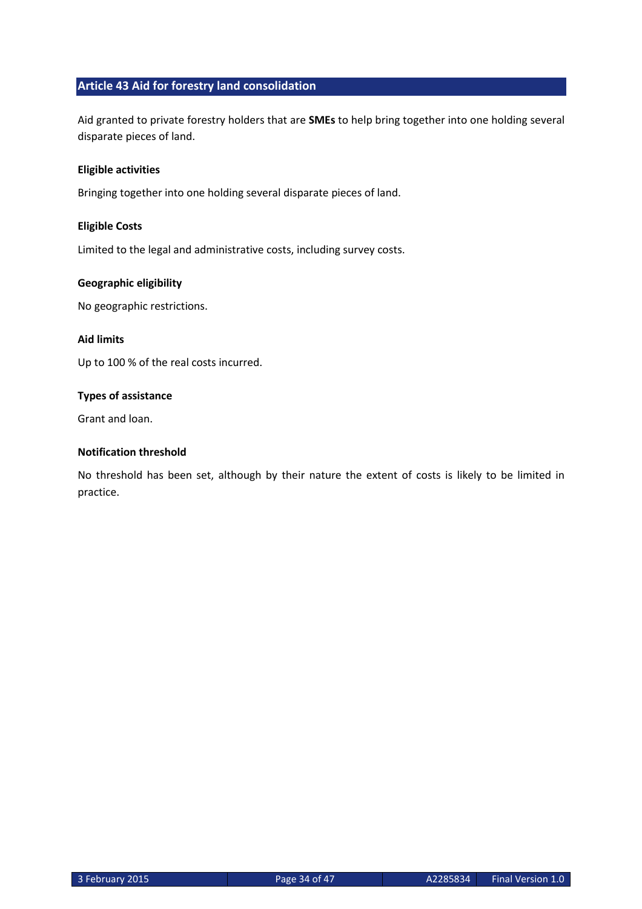## Article 43 Aid for forestry land consolidation

Aid granted to private forestry holders that are **SMEs** to help bring together into one holding several disparate pieces of land.

**Eligible activities**

Bringing together into one holding several disparate pieces of land.

**Eligible Costs**

Limited to the legal and administrative costs, including survey costs.

**Geographic eligibility**

No geographic restrictions.

**Aid limits**

Up to 100 % of the real costs incurred.

**Types of assistance**

Grant and loan.

**Notification threshold**

No threshold has been set, although by their nature the extent of costs is likely to be limited in practice.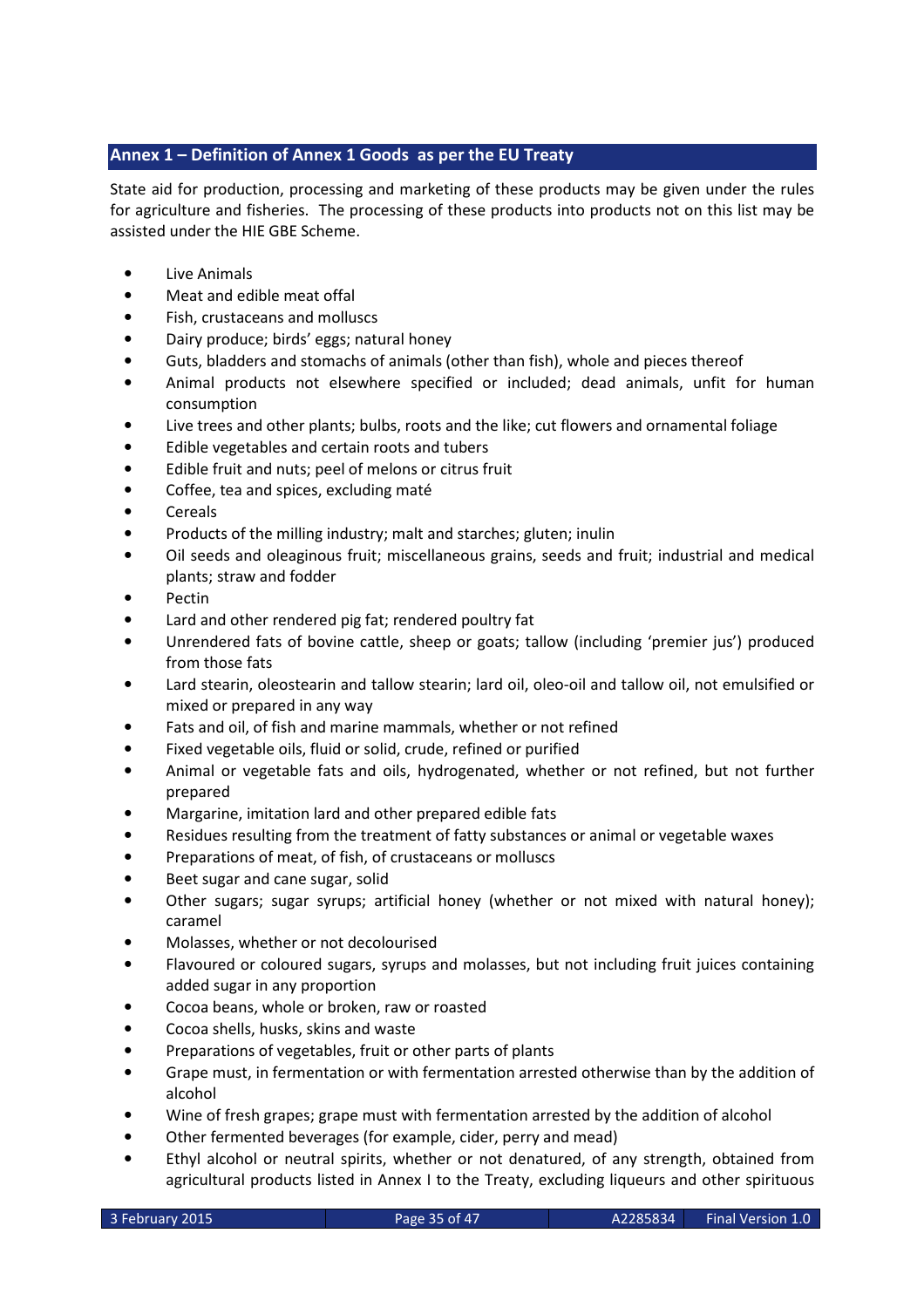## Annex 1 – Definition of Annex 1 Goods as per the EU Treaty

State aid for production, processing and marketing of these products may be given under the rules for agriculture and fisheries. The processing of these products into products not on this list may be assisted under the HIE GBE Scheme.

- Live Animals
- Meat and edible meat offal
- Fish, crustaceans and molluscs
- Dairy produce; birds' eggs; natural honey
- Guts, bladders and stomachs of animals (other than fish), whole and pieces thereof
- Animal products not elsewhere specified or included; dead animals, unfit for human consumption
- Live trees and other plants; bulbs, roots and the like; cut flowers and ornamental foliage
- Edible vegetables and certain roots and tubers
- Edible fruit and nuts; peel of melons or citrus fruit
- Coffee, tea and spices, excluding maté
- Cereals
- Products of the milling industry; malt and starches; gluten; inulin
- Oil seeds and oleaginous fruit; miscellaneous grains, seeds and fruit; industrial and medical plants; straw and fodder
- Pectin
- Lard and other rendered pig fat; rendered poultry fat
- Unrendered fats of bovine cattle, sheep or goats; tallow (including 'premier jus') produced from those fats
- Lard stearin, oleostearin and tallow stearin; lard oil, oleo-oil and tallow oil, not emulsified or mixed or prepared in any way
- Fats and oil, of fish and marine mammals, whether or not refined
- Fixed vegetable oils, fluid or solid, crude, refined or purified
- Animal or vegetable fats and oils, hydrogenated, whether or not refined, but not further prepared
- Margarine, imitation lard and other prepared edible fats
- Residues resulting from the treatment of fatty substances or animal or vegetable waxes
- Preparations of meat, of fish, of crustaceans or molluscs
- Beet sugar and cane sugar, solid
- Other sugars; sugar syrups; artificial honey (whether or not mixed with natural honey); caramel
- Molasses, whether or not decolourised
- Flavoured or coloured sugars, syrups and molasses, but not including fruit juices containing added sugar in any proportion
- Cocoa beans, whole or broken, raw or roasted
- Cocoa shells, husks, skins and waste
- Preparations of vegetables, fruit or other parts of plants
- Grape must, in fermentation or with fermentation arrested otherwise than by the addition of alcohol
- Wine of fresh grapes; grape must with fermentation arrested by the addition of alcohol
- Other fermented beverages (for example, cider, perry and mead)
- Ethyl alcohol or neutral spirits, whether or not denatured, of any strength, obtained from agricultural products listed in Annex I to the Treaty, excluding liqueurs and other spirituous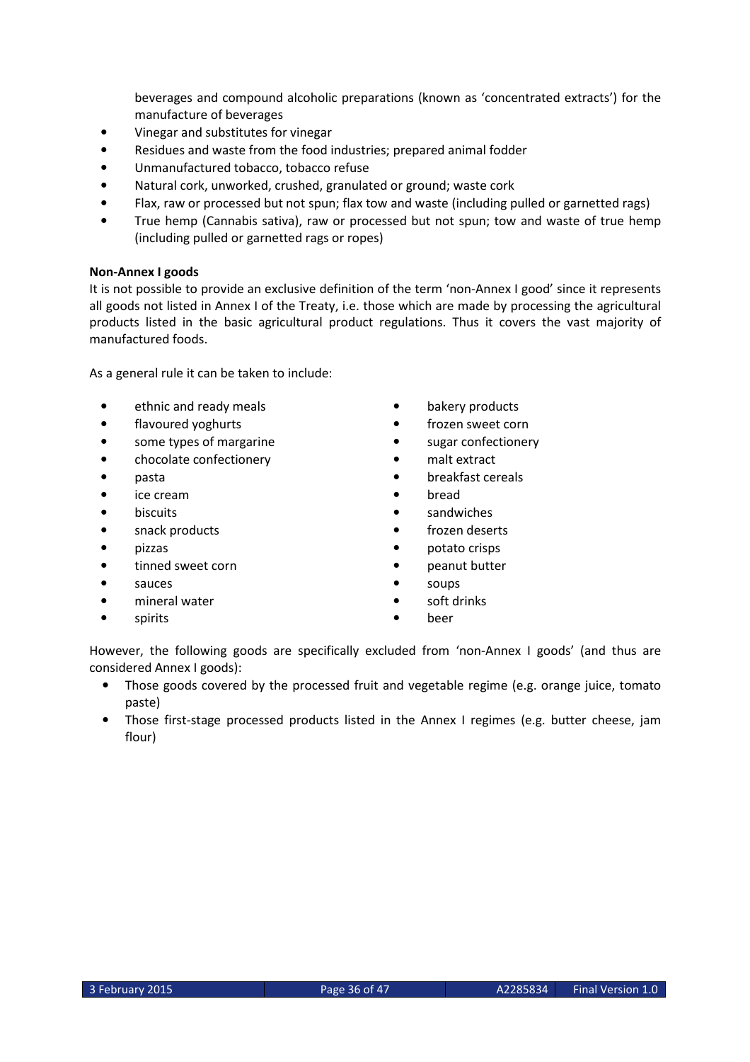beverages and compound alcoholic preparations (known as 'concentrated extracts') for the manufacture of beverages

- Vinegar and substitutes for vinegar
- Residues and waste from the food industries; prepared animal fodder
- Unmanufactured tobacco, tobacco refuse
- Natural cork, unworked, crushed, granulated or ground; waste cork
- Flax, raw or processed but not spun; flax tow and waste (including pulled or garnetted rags)
- True hemp (Cannabis sativa), raw or processed but not spun; tow and waste of true hemp (including pulled or garnetted rags or ropes)

**Non-Annex I goods**

It is not possible to provide an exclusive definition of the term 'non-Annex I good' since it represents all goods not listed in Annex I of the Treaty, i.e. those which are made by processing the agricultural products listed in the basic agricultural product regulations. Thus it covers the vast majority of manufactured foods.

As a general rule it can be taken to include:

- ethnic and ready meals
- flavoured yoghurts
- some types of margarine
- chocolate confectionery
- pasta
- ice cream
- biscuits
- snack products
- pizzas
- tinned sweet corn
- sauces
- mineral water
- spirits
- bakery products
- frozen sweet corn
- sugar confectionery
- malt extract
- breakfast cereals
- bread
- sandwiches
- frozen deserts
- potato crisps
- peanut butter
- soups
- soft drinks
- beer

However, the following goods are specifically excluded from 'non-Annex I goods' (and thus are considered Annex I goods):

- Those goods covered by the processed fruit and vegetable regime (e.g. orange juice, tomato paste)
- Those first-stage processed products listed in the Annex I regimes (e.g. butter cheese, jam flour)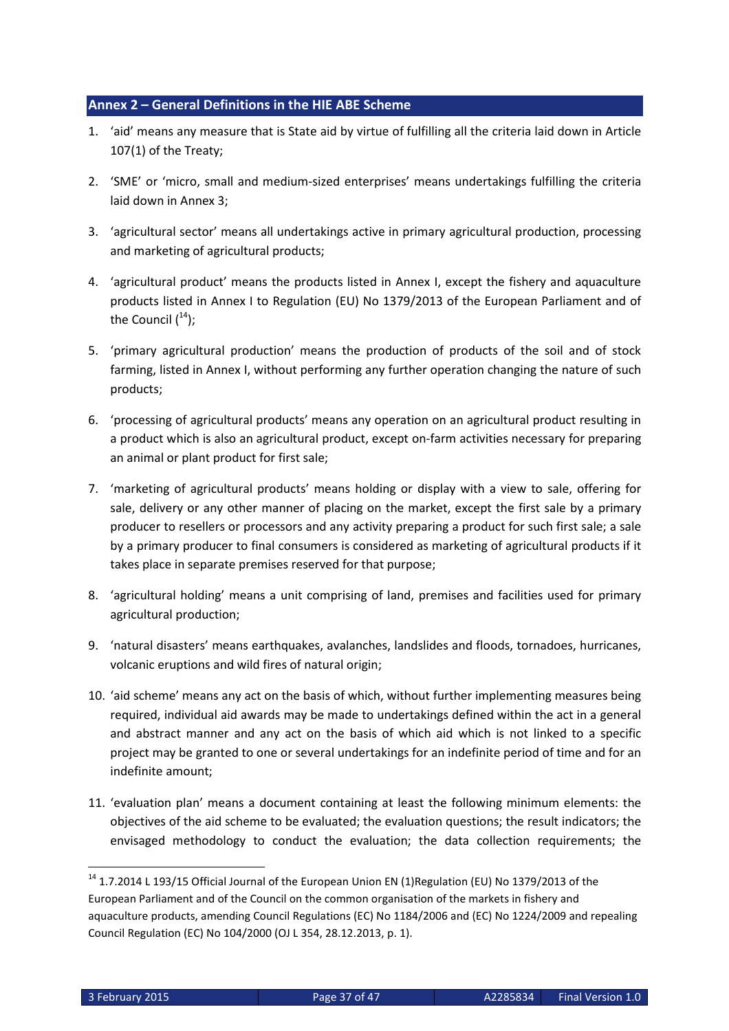## Annex 2 – General Definitions in the HIE ABE Scheme

1. 'aid' means any measure that is State aid by virtue of fulfilling all the criteria laid down in Article 107(1) of the Treaty;
2. 'SME' or 'micro, small and medium-sized enterprises' means undertakings fulfilling the criteria laid down in Annex 3;
3. 'agricultural sector' means all undertakings active in primary agricultural production, processing and marketing of agricultural products;
4. 'agricultural product' means the products listed in Annex I, except the fishery and aquaculture products listed in Annex I to Regulation (EU) No 1379/2013 of the European Parliament and of the Council ([14]);
5. 'primary agricultural production' means the production of products of the soil and of stock farming, listed in Annex I, without performing any further operation changing the nature of such products;
6. 'processing of agricultural products' means any operation on an agricultural product resulting in a product which is also an agricultural product, except on-farm activities necessary for preparing an animal or plant product for first sale;
7. 'marketing of agricultural products' means holding or display with a view to sale, offering for sale, delivery or any other manner of placing on the market, except the first sale by a primary producer to resellers or processors and any activity preparing a product for such first sale; a sale by a primary producer to final consumers is considered as marketing of agricultural products if it takes place in separate premises reserved for that purpose;
8. 'agricultural holding' means a unit comprising of land, premises and facilities used for primary agricultural production;
9. 'natural disasters' means earthquakes, avalanches, landslides and floods, tornadoes, hurricanes, volcanic eruptions and wild fires of natural origin;
10. 'aid scheme' means any act on the basis of which, without further implementing measures being required, individual aid awards may be made to undertakings defined within the act in a general and abstract manner and any act on the basis of which aid which is not linked to a specific project may be granted to one or several undertakings for an indefinite period of time and for an indefinite amount;
11. 'evaluation plan' means a document containing at least the following minimum elements: the objectives of the aid scheme to be evaluated; the evaluation questions; the result indicators; the envisaged methodology to conduct the evaluation; the data collection requirements; the

[14] 1.7.2014 L 193/15 Official Journal of the European Union EN (1)Regulation (EU) No 1379/2013 of the European Parliament and of the Council on the common organisation of the markets in fishery and aquaculture products, amending Council Regulations (EC) No 1184/2006 and (EC) No 1224/2009 and repealing Council Regulation (EC) No 104/2000 (OJ L 354, 28.12.2013, p. 1).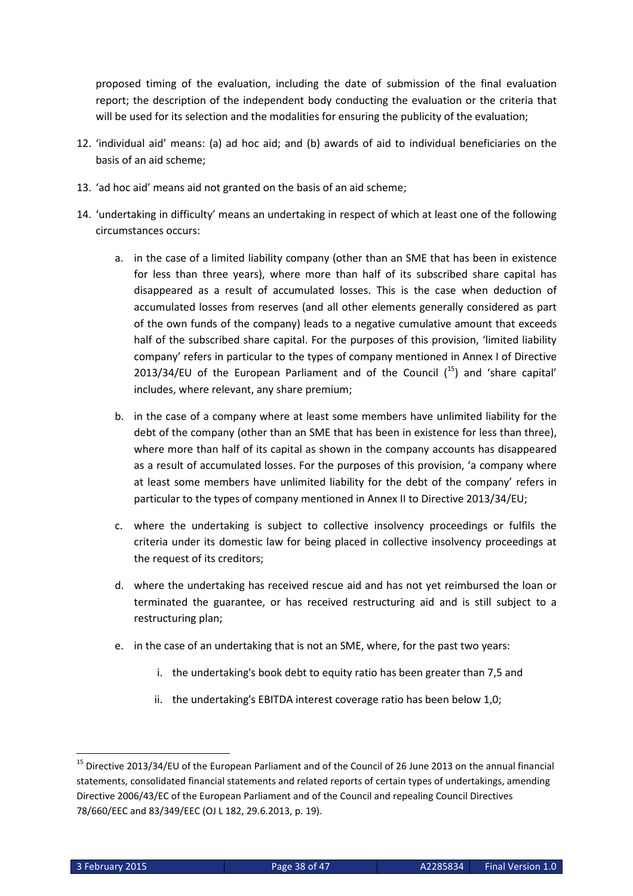proposed timing of the evaluation, including the date of submission of the final evaluation report; the description of the independent body conducting the evaluation or the criteria that will be used for its selection and the modalities for ensuring the publicity of the evaluation;

12. 'individual aid' means: (a) ad hoc aid; and (b) awards of aid to individual beneficiaries on the basis of an aid scheme;
13. 'ad hoc aid' means aid not granted on the basis of an aid scheme;
14. 'undertaking in difficulty' means an undertaking in respect of which at least one of the following circumstances occurs:
    a. in the case of a limited liability company (other than an SME that has been in existence for less than three years), where more than half of its subscribed share capital has disappeared as a result of accumulated losses. This is the case when deduction of accumulated losses from reserves (and all other elements generally considered as part of the own funds of the company) leads to a negative cumulative amount that exceeds half of the subscribed share capital. For the purposes of this provision, 'limited liability company' refers in particular to the types of company mentioned in Annex I of Directive 2013/34/EU of the European Parliament and of the Council ([15]) and 'share capital' includes, where relevant, any share premium;
    b. in the case of a company where at least some members have unlimited liability for the debt of the company (other than an SME that has been in existence for less than three), where more than half of its capital as shown in the company accounts has disappeared as a result of accumulated losses. For the purposes of this provision, 'a company where at least some members have unlimited liability for the debt of the company' refers in particular to the types of company mentioned in Annex II to Directive 2013/34/EU;
    c. where the undertaking is subject to collective insolvency proceedings or fulfils the criteria under its domestic law for being placed in collective insolvency proceedings at the request of its creditors;
    d. where the undertaking has received rescue aid and has not yet reimbursed the loan or terminated the guarantee, or has received restructuring aid and is still subject to a restructuring plan;
    e. in the case of an undertaking that is not an SME, where, for the past two years:
        i. the undertaking's book debt to equity ratio has been greater than 7,5 and
        ii. the undertaking's EBITDA interest coverage ratio has been below 1,0;

[15] Directive 2013/34/EU of the European Parliament and of the Council of 26 June 2013 on the annual financial statements, consolidated financial statements and related reports of certain types of undertakings, amending Directive 2006/43/EC of the European Parliament and of the Council and repealing Council Directives 78/660/EEC and 83/349/EEC (OJ L 182, 29.6.2013, p. 19).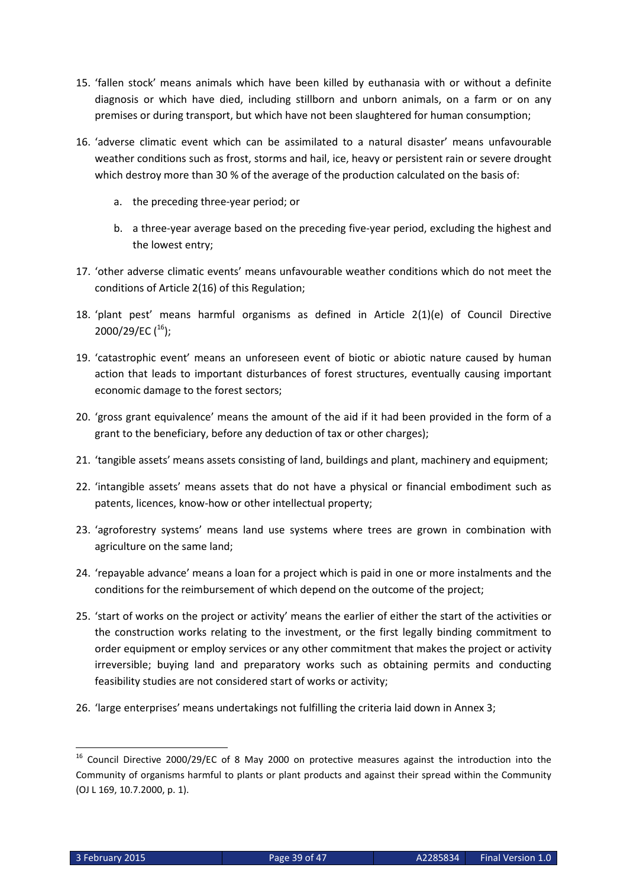15. 'fallen stock' means animals which have been killed by euthanasia with or without a definite diagnosis or which have died, including stillborn and unborn animals, on a farm or on any premises or during transport, but which have not been slaughtered for human consumption;

16. 'adverse climatic event which can be assimilated to a natural disaster' means unfavourable weather conditions such as frost, storms and hail, ice, heavy or persistent rain or severe drought which destroy more than 30 % of the average of the production calculated on the basis of:

    a. the preceding three-year period; or

    b. a three-year average based on the preceding five-year period, excluding the highest and the lowest entry;

17. 'other adverse climatic events' means unfavourable weather conditions which do not meet the conditions of Article 2(16) of this Regulation;

18. 'plant pest' means harmful organisms as defined in Article 2(1)(e) of Council Directive 2000/29/EC ([16]);

19. 'catastrophic event' means an unforeseen event of biotic or abiotic nature caused by human action that leads to important disturbances of forest structures, eventually causing important economic damage to the forest sectors;

20. 'gross grant equivalence' means the amount of the aid if it had been provided in the form of a grant to the beneficiary, before any deduction of tax or other charges);

21. 'tangible assets' means assets consisting of land, buildings and plant, machinery and equipment;

22. 'intangible assets' means assets that do not have a physical or financial embodiment such as patents, licences, know-how or other intellectual property;

23. 'agroforestry systems' means land use systems where trees are grown in combination with agriculture on the same land;

24. 'repayable advance' means a loan for a project which is paid in one or more instalments and the conditions for the reimbursement of which depend on the outcome of the project;

25. 'start of works on the project or activity' means the earlier of either the start of the activities or the construction works relating to the investment, or the first legally binding commitment to order equipment or employ services or any other commitment that makes the project or activity irreversible; buying land and preparatory works such as obtaining permits and conducting feasibility studies are not considered start of works or activity;

26. 'large enterprises' means undertakings not fulfilling the criteria laid down in Annex 3;

---

[16] Council Directive 2000/29/EC of 8 May 2000 on protective measures against the introduction into the Community of organisms harmful to plants or plant products and against their spread within the Community (OJ L 169, 10.7.2000, p. 1).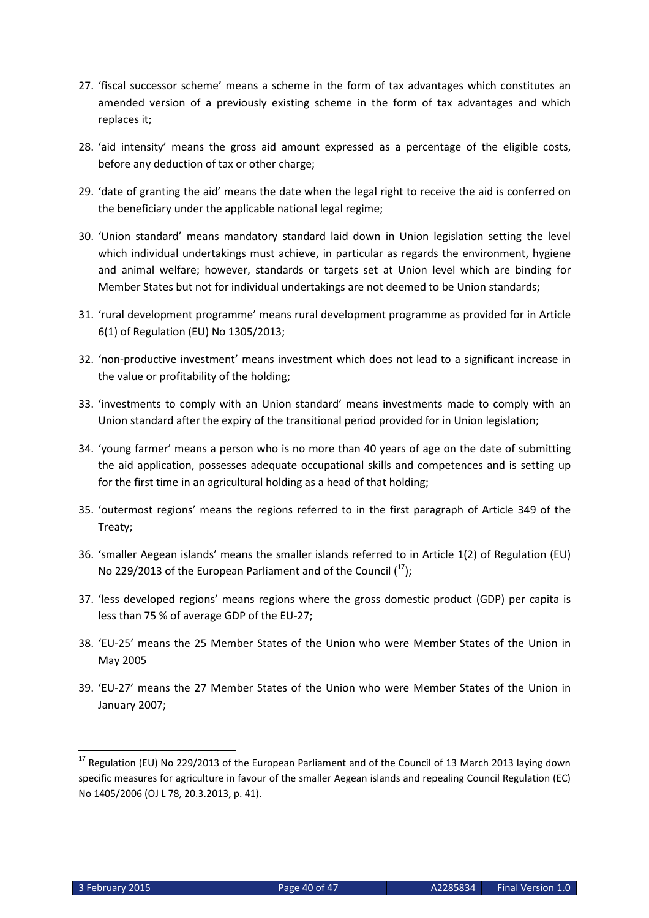27. 'fiscal successor scheme' means a scheme in the form of tax advantages which constitutes an amended version of a previously existing scheme in the form of tax advantages and which replaces it;

28. 'aid intensity' means the gross aid amount expressed as a percentage of the eligible costs, before any deduction of tax or other charge;

29. 'date of granting the aid' means the date when the legal right to receive the aid is conferred on the beneficiary under the applicable national legal regime;

30. 'Union standard' means mandatory standard laid down in Union legislation setting the level which individual undertakings must achieve, in particular as regards the environment, hygiene and animal welfare; however, standards or targets set at Union level which are binding for Member States but not for individual undertakings are not deemed to be Union standards;

31. 'rural development programme' means rural development programme as provided for in Article 6(1) of Regulation (EU) No 1305/2013;

32. 'non-productive investment' means investment which does not lead to a significant increase in the value or profitability of the holding;

33. 'investments to comply with an Union standard' means investments made to comply with an Union standard after the expiry of the transitional period provided for in Union legislation;

34. 'young farmer' means a person who is no more than 40 years of age on the date of submitting the aid application, possesses adequate occupational skills and competences and is setting up for the first time in an agricultural holding as a head of that holding;

35. 'outermost regions' means the regions referred to in the first paragraph of Article 349 of the Treaty;

36. 'smaller Aegean islands' means the smaller islands referred to in Article 1(2) of Regulation (EU) No 229/2013 of the European Parliament and of the Council ([17]);

37. 'less developed regions' means regions where the gross domestic product (GDP) per capita is less than 75 % of average GDP of the EU-27;

38. 'EU-25' means the 25 Member States of the Union who were Member States of the Union in May 2005

39. 'EU-27' means the 27 Member States of the Union who were Member States of the Union in January 2007;

---

[17] Regulation (EU) No 229/2013 of the European Parliament and of the Council of 13 March 2013 laying down specific measures for agriculture in favour of the smaller Aegean islands and repealing Council Regulation (EC) No 1405/2006 (OJ L 78, 20.3.2013, p. 41).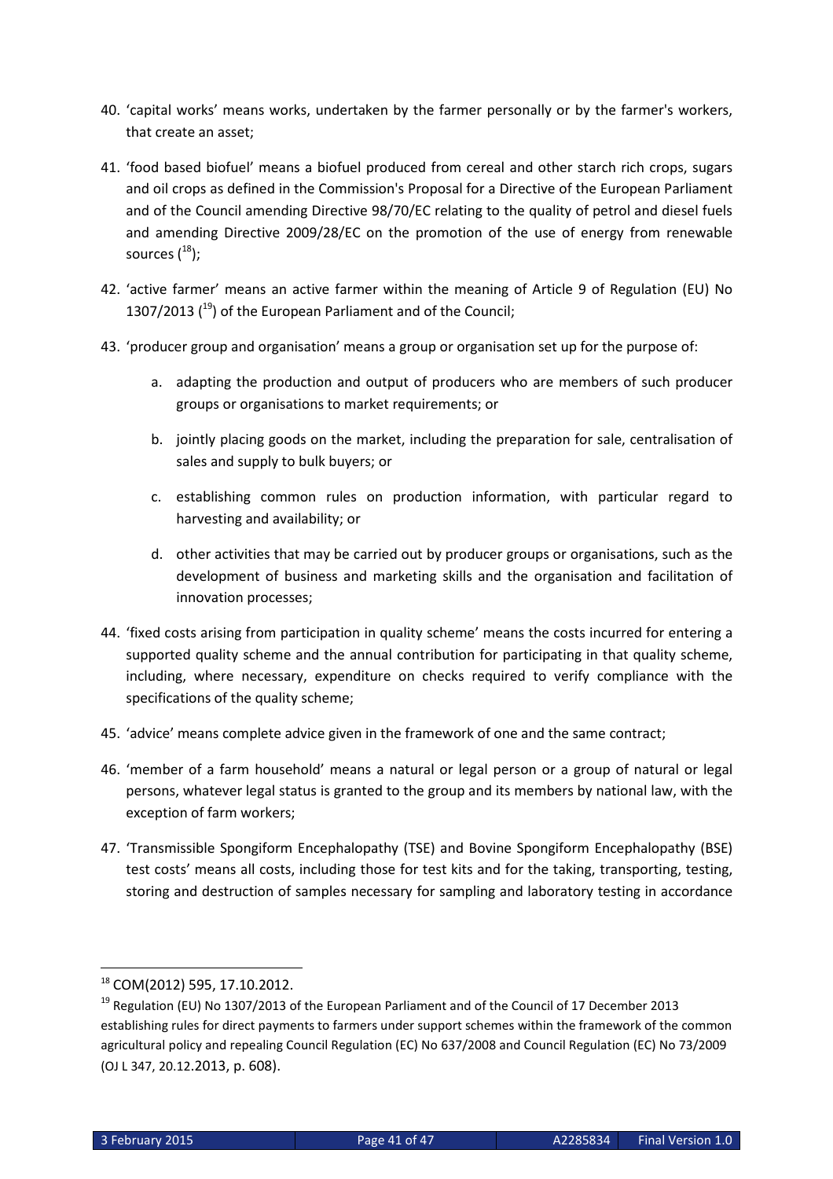40. 'capital works' means works, undertaken by the farmer personally or by the farmer's workers, that create an asset;

41. 'food based biofuel' means a biofuel produced from cereal and other starch rich crops, sugars and oil crops as defined in the Commission's Proposal for a Directive of the European Parliament and of the Council amending Directive 98/70/EC relating to the quality of petrol and diesel fuels and amending Directive 2009/28/EC on the promotion of the use of energy from renewable sources ([18]);

42. 'active farmer' means an active farmer within the meaning of Article 9 of Regulation (EU) No 1307/2013 ([19]) of the European Parliament and of the Council;

43. 'producer group and organisation' means a group or organisation set up for the purpose of:

    a. adapting the production and output of producers who are members of such producer groups or organisations to market requirements; or

    b. jointly placing goods on the market, including the preparation for sale, centralisation of sales and supply to bulk buyers; or

    c. establishing common rules on production information, with particular regard to harvesting and availability; or

    d. other activities that may be carried out by producer groups or organisations, such as the development of business and marketing skills and the organisation and facilitation of innovation processes;

44. 'fixed costs arising from participation in quality scheme' means the costs incurred for entering a supported quality scheme and the annual contribution for participating in that quality scheme, including, where necessary, expenditure on checks required to verify compliance with the specifications of the quality scheme;

45. 'advice' means complete advice given in the framework of one and the same contract;

46. 'member of a farm household' means a natural or legal person or a group of natural or legal persons, whatever legal status is granted to the group and its members by national law, with the exception of farm workers;

47. 'Transmissible Spongiform Encephalopathy (TSE) and Bovine Spongiform Encephalopathy (BSE) test costs' means all costs, including those for test kits and for the taking, transporting, testing, storing and destruction of samples necessary for sampling and laboratory testing in accordance

---

[18] COM(2012) 595, 17.10.2012.

[19] Regulation (EU) No 1307/2013 of the European Parliament and of the Council of 17 December 2013 establishing rules for direct payments to farmers under support schemes within the framework of the common agricultural policy and repealing Council Regulation (EC) No 637/2008 and Council Regulation (EC) No 73/2009 (OJ L 347, 20.12.2013, p. 608).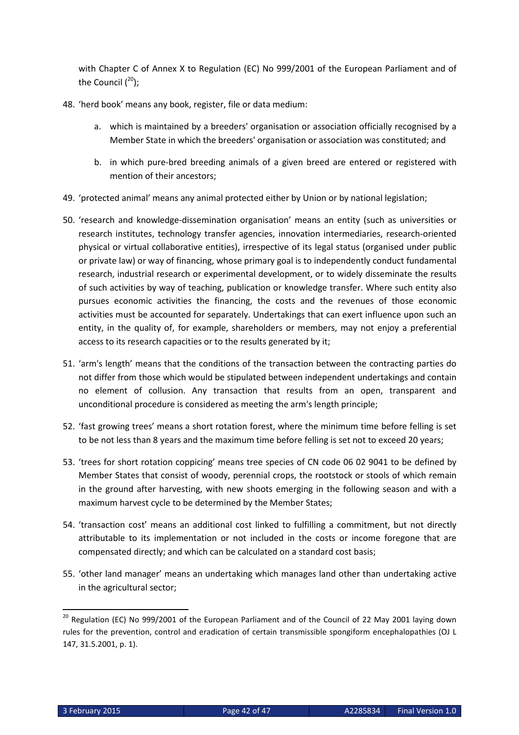with Chapter C of Annex X to Regulation (EC) No 999/2001 of the European Parliament and of the Council ([20]);

48. 'herd book' means any book, register, file or data medium:

    a. which is maintained by a breeders' organisation or association officially recognised by a Member State in which the breeders' organisation or association was constituted; and

    b. in which pure-bred breeding animals of a given breed are entered or registered with mention of their ancestors;

49. 'protected animal' means any animal protected either by Union or by national legislation;

50. 'research and knowledge-dissemination organisation' means an entity (such as universities or research institutes, technology transfer agencies, innovation intermediaries, research-oriented physical or virtual collaborative entities), irrespective of its legal status (organised under public or private law) or way of financing, whose primary goal is to independently conduct fundamental research, industrial research or experimental development, or to widely disseminate the results of such activities by way of teaching, publication or knowledge transfer. Where such entity also pursues economic activities the financing, the costs and the revenues of those economic activities must be accounted for separately. Undertakings that can exert influence upon such an entity, in the quality of, for example, shareholders or members, may not enjoy a preferential access to its research capacities or to the results generated by it;

51. 'arm's length' means that the conditions of the transaction between the contracting parties do not differ from those which would be stipulated between independent undertakings and contain no element of collusion. Any transaction that results from an open, transparent and unconditional procedure is considered as meeting the arm's length principle;

52. 'fast growing trees' means a short rotation forest, where the minimum time before felling is set to be not less than 8 years and the maximum time before felling is set not to exceed 20 years;

53. 'trees for short rotation coppicing' means tree species of CN code 06 02 9041 to be defined by Member States that consist of woody, perennial crops, the rootstock or stools of which remain in the ground after harvesting, with new shoots emerging in the following season and with a maximum harvest cycle to be determined by the Member States;

54. 'transaction cost' means an additional cost linked to fulfilling a commitment, but not directly attributable to its implementation or not included in the costs or income foregone that are compensated directly; and which can be calculated on a standard cost basis;

55. 'other land manager' means an undertaking which manages land other than undertaking active in the agricultural sector;

---

[20] Regulation (EC) No 999/2001 of the European Parliament and of the Council of 22 May 2001 laying down rules for the prevention, control and eradication of certain transmissible spongiform encephalopathies (OJ L 147, 31.5.2001, p. 1).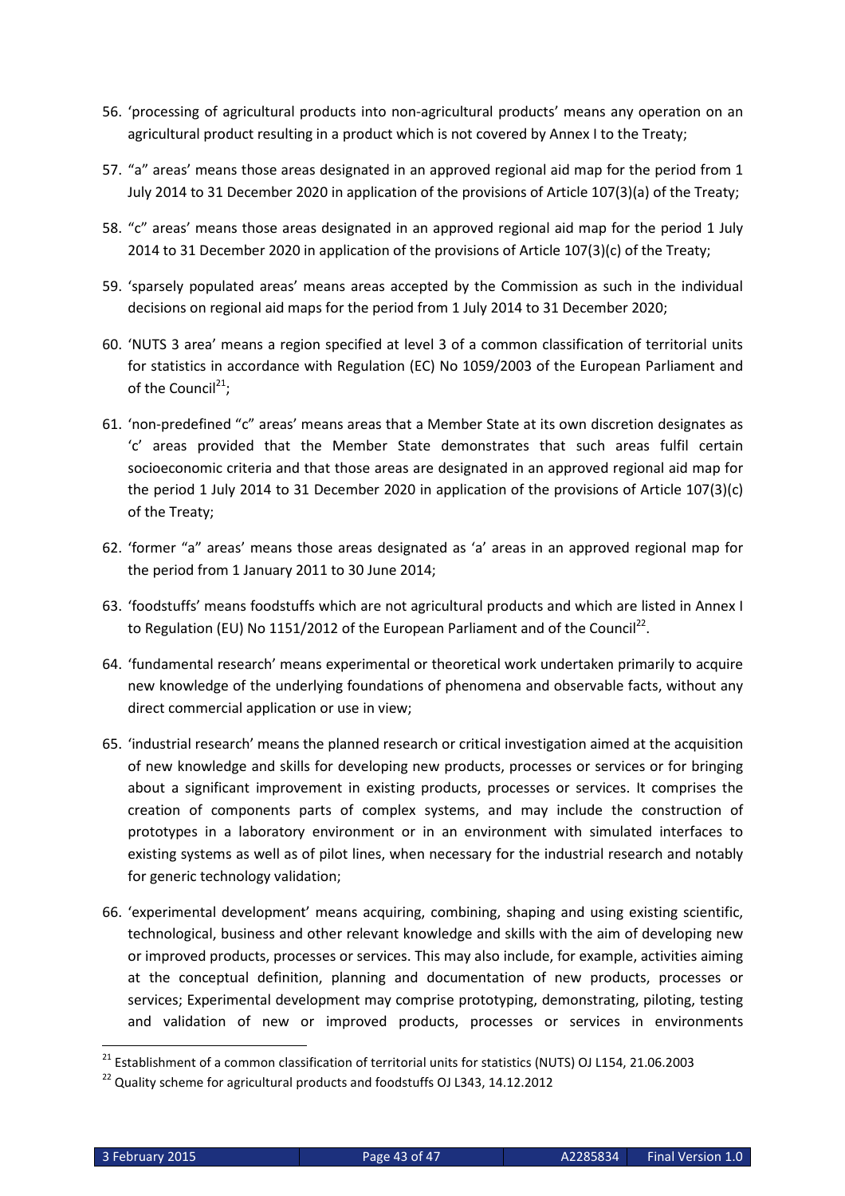56. 'processing of agricultural products into non-agricultural products' means any operation on an agricultural product resulting in a product which is not covered by Annex I to the Treaty;

57. "a" areas' means those areas designated in an approved regional aid map for the period from 1 July 2014 to 31 December 2020 in application of the provisions of Article 107(3)(a) of the Treaty;

58. "c" areas' means those areas designated in an approved regional aid map for the period 1 July 2014 to 31 December 2020 in application of the provisions of Article 107(3)(c) of the Treaty;

59. 'sparsely populated areas' means areas accepted by the Commission as such in the individual decisions on regional aid maps for the period from 1 July 2014 to 31 December 2020;

60. 'NUTS 3 area' means a region specified at level 3 of a common classification of territorial units for statistics in accordance with Regulation (EC) No 1059/2003 of the European Parliament and of the Council[21];

61. 'non-predefined "c" areas' means areas that a Member State at its own discretion designates as 'c' areas provided that the Member State demonstrates that such areas fulfil certain socioeconomic criteria and that those areas are designated in an approved regional aid map for the period 1 July 2014 to 31 December 2020 in application of the provisions of Article 107(3)(c) of the Treaty;

62. 'former "a" areas' means those areas designated as 'a' areas in an approved regional map for the period from 1 January 2011 to 30 June 2014;

63. 'foodstuffs' means foodstuffs which are not agricultural products and which are listed in Annex I to Regulation (EU) No 1151/2012 of the European Parliament and of the Council[22].

64. 'fundamental research' means experimental or theoretical work undertaken primarily to acquire new knowledge of the underlying foundations of phenomena and observable facts, without any direct commercial application or use in view;

65. 'industrial research' means the planned research or critical investigation aimed at the acquisition of new knowledge and skills for developing new products, processes or services or for bringing about a significant improvement in existing products, processes or services. It comprises the creation of components parts of complex systems, and may include the construction of prototypes in a laboratory environment or in an environment with simulated interfaces to existing systems as well as of pilot lines, when necessary for the industrial research and notably for generic technology validation;

66. 'experimental development' means acquiring, combining, shaping and using existing scientific, technological, business and other relevant knowledge and skills with the aim of developing new or improved products, processes or services. This may also include, for example, activities aiming at the conceptual definition, planning and documentation of new products, processes or services; Experimental development may comprise prototyping, demonstrating, piloting, testing and validation of new or improved products, processes or services in environments

[21] Establishment of a common classification of territorial units for statistics (NUTS) OJ L154, 21.06.2003

[22] Quality scheme for agricultural products and foodstuffs OJ L343, 14.12.2012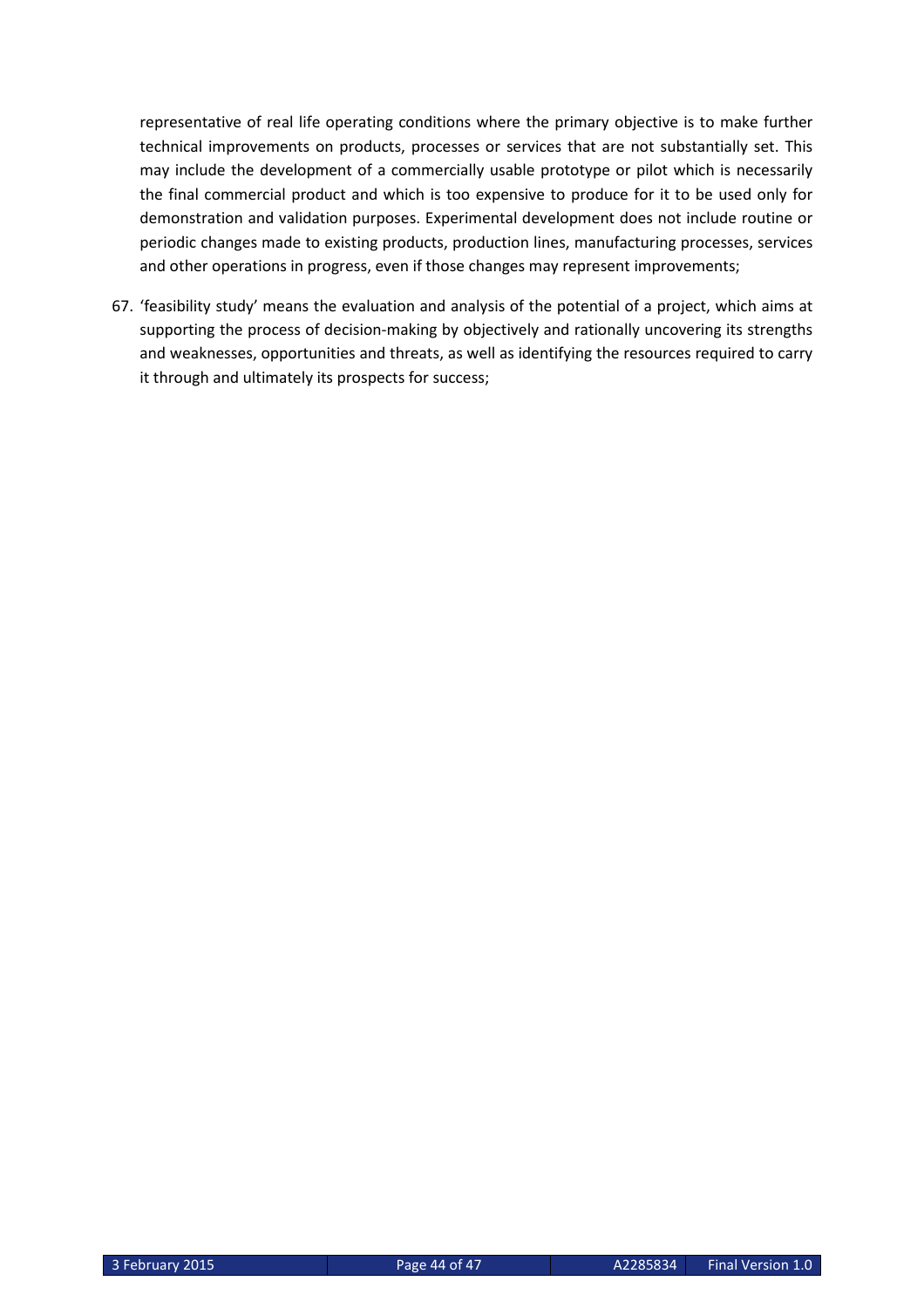representative of real life operating conditions where the primary objective is to make further technical improvements on products, processes or services that are not substantially set. This may include the development of a commercially usable prototype or pilot which is necessarily the final commercial product and which is too expensive to produce for it to be used only for demonstration and validation purposes. Experimental development does not include routine or periodic changes made to existing products, production lines, manufacturing processes, services and other operations in progress, even if those changes may represent improvements;

67. 'feasibility study' means the evaluation and analysis of the potential of a project, which aims at supporting the process of decision-making by objectively and rationally uncovering its strengths and weaknesses, opportunities and threats, as well as identifying the resources required to carry it through and ultimately its prospects for success;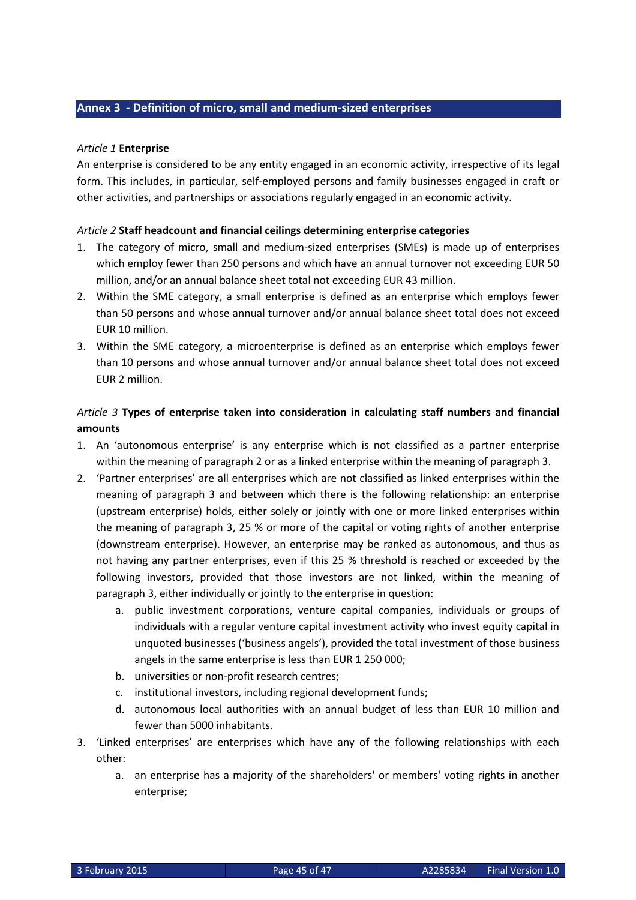## Annex 3 - Definition of micro, small and medium-sized enterprises

*Article 1* **Enterprise**

An enterprise is considered to be any entity engaged in an economic activity, irrespective of its legal form. This includes, in particular, self-employed persons and family businesses engaged in craft or other activities, and partnerships or associations regularly engaged in an economic activity.

*Article 2* **Staff headcount and financial ceilings determining enterprise categories**

1. The category of micro, small and medium-sized enterprises (SMEs) is made up of enterprises which employ fewer than 250 persons and which have an annual turnover not exceeding EUR 50 million, and/or an annual balance sheet total not exceeding EUR 43 million.
2. Within the SME category, a small enterprise is defined as an enterprise which employs fewer than 50 persons and whose annual turnover and/or annual balance sheet total does not exceed EUR 10 million.
3. Within the SME category, a microenterprise is defined as an enterprise which employs fewer than 10 persons and whose annual turnover and/or annual balance sheet total does not exceed EUR 2 million.

*Article 3* **Types of enterprise taken into consideration in calculating staff numbers and financial amounts**

1. An 'autonomous enterprise' is any enterprise which is not classified as a partner enterprise within the meaning of paragraph 2 or as a linked enterprise within the meaning of paragraph 3.
2. 'Partner enterprises' are all enterprises which are not classified as linked enterprises within the meaning of paragraph 3 and between which there is the following relationship: an enterprise (upstream enterprise) holds, either solely or jointly with one or more linked enterprises within the meaning of paragraph 3, 25 % or more of the capital or voting rights of another enterprise (downstream enterprise). However, an enterprise may be ranked as autonomous, and thus as not having any partner enterprises, even if this 25 % threshold is reached or exceeded by the following investors, provided that those investors are not linked, within the meaning of paragraph 3, either individually or jointly to the enterprise in question:
    a. public investment corporations, venture capital companies, individuals or groups of individuals with a regular venture capital investment activity who invest equity capital in unquoted businesses ('business angels'), provided the total investment of those business angels in the same enterprise is less than EUR 1 250 000;
    b. universities or non-profit research centres;
    c. institutional investors, including regional development funds;
    d. autonomous local authorities with an annual budget of less than EUR 10 million and fewer than 5000 inhabitants.
3. 'Linked enterprises' are enterprises which have any of the following relationships with each other:
    a. an enterprise has a majority of the shareholders' or members' voting rights in another enterprise;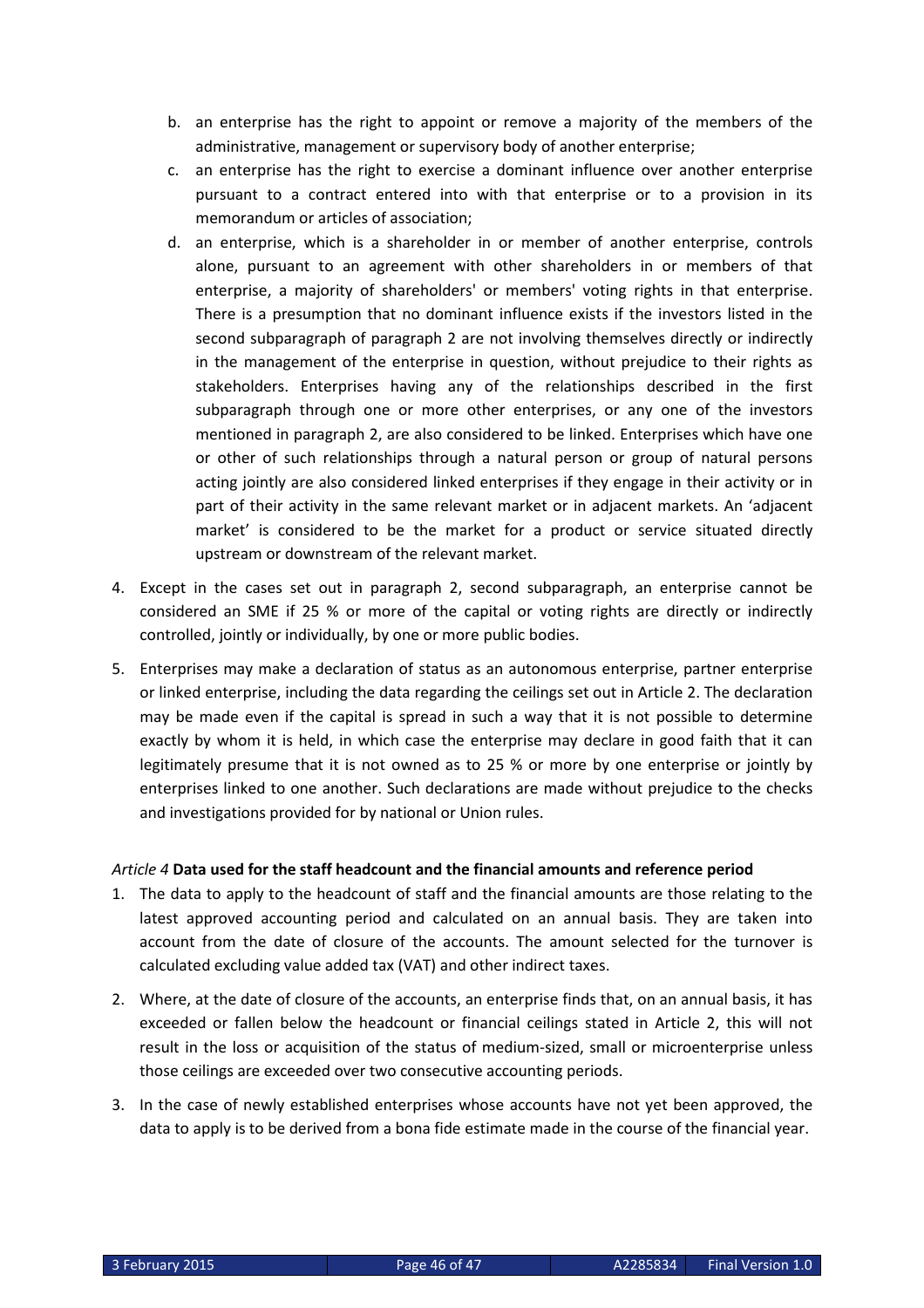b. an enterprise has the right to appoint or remove a majority of the members of the administrative, management or supervisory body of another enterprise;

c. an enterprise has the right to exercise a dominant influence over another enterprise pursuant to a contract entered into with that enterprise or to a provision in its memorandum or articles of association;

d. an enterprise, which is a shareholder in or member of another enterprise, controls alone, pursuant to an agreement with other shareholders in or members of that enterprise, a majority of shareholders' or members' voting rights in that enterprise. There is a presumption that no dominant influence exists if the investors listed in the second subparagraph of paragraph 2 are not involving themselves directly or indirectly in the management of the enterprise in question, without prejudice to their rights as stakeholders. Enterprises having any of the relationships described in the first subparagraph through one or more other enterprises, or any one of the investors mentioned in paragraph 2, are also considered to be linked. Enterprises which have one or other of such relationships through a natural person or group of natural persons acting jointly are also considered linked enterprises if they engage in their activity or in part of their activity in the same relevant market or in adjacent markets. An 'adjacent market' is considered to be the market for a product or service situated directly upstream or downstream of the relevant market.

4. Except in the cases set out in paragraph 2, second subparagraph, an enterprise cannot be considered an SME if 25 % or more of the capital or voting rights are directly or indirectly controlled, jointly or individually, by one or more public bodies.

5. Enterprises may make a declaration of status as an autonomous enterprise, partner enterprise or linked enterprise, including the data regarding the ceilings set out in Article 2. The declaration may be made even if the capital is spread in such a way that it is not possible to determine exactly by whom it is held, in which case the enterprise may declare in good faith that it can legitimately presume that it is not owned as to 25 % or more by one enterprise or jointly by enterprises linked to one another. Such declarations are made without prejudice to the checks and investigations provided for by national or Union rules.

*Article 4* **Data used for the staff headcount and the financial amounts and reference period**

1. The data to apply to the headcount of staff and the financial amounts are those relating to the latest approved accounting period and calculated on an annual basis. They are taken into account from the date of closure of the accounts. The amount selected for the turnover is calculated excluding value added tax (VAT) and other indirect taxes.

2. Where, at the date of closure of the accounts, an enterprise finds that, on an annual basis, it has exceeded or fallen below the headcount or financial ceilings stated in Article 2, this will not result in the loss or acquisition of the status of medium-sized, small or microenterprise unless those ceilings are exceeded over two consecutive accounting periods.

3. In the case of newly established enterprises whose accounts have not yet been approved, the data to apply is to be derived from a bona fide estimate made in the course of the financial year.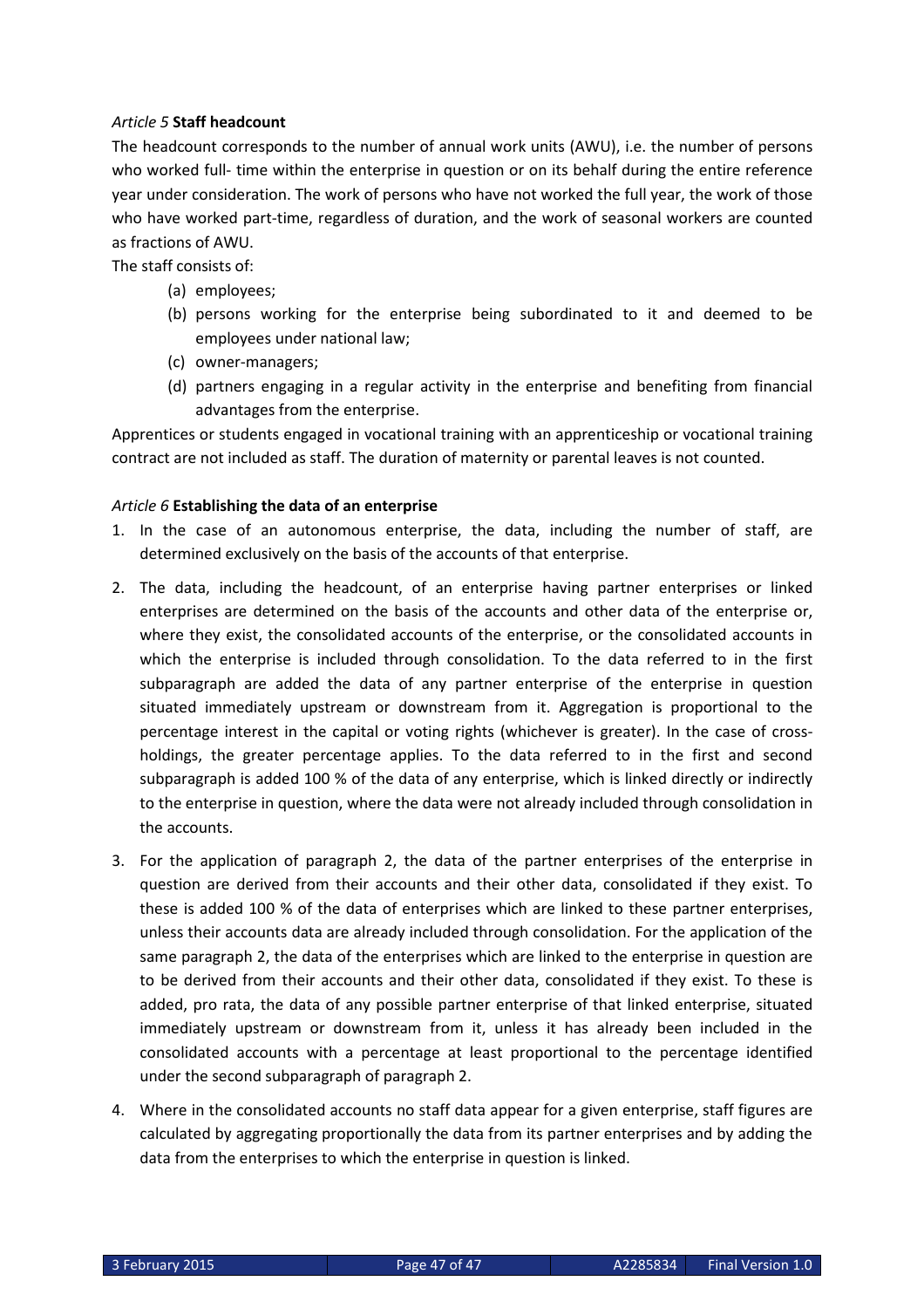*Article 5* **Staff headcount**

The headcount corresponds to the number of annual work units (AWU), i.e. the number of persons who worked full- time within the enterprise in question or on its behalf during the entire reference year under consideration. The work of persons who have not worked the full year, the work of those who have worked part-time, regardless of duration, and the work of seasonal workers are counted as fractions of AWU.

The staff consists of:

- (a) employees;
- (b) persons working for the enterprise being subordinated to it and deemed to be employees under national law;
- (c) owner-managers;
- (d) partners engaging in a regular activity in the enterprise and benefiting from financial advantages from the enterprise.

Apprentices or students engaged in vocational training with an apprenticeship or vocational training contract are not included as staff. The duration of maternity or parental leaves is not counted.

*Article 6* **Establishing the data of an enterprise**

1. In the case of an autonomous enterprise, the data, including the number of staff, are determined exclusively on the basis of the accounts of that enterprise.
2. The data, including the headcount, of an enterprise having partner enterprises or linked enterprises are determined on the basis of the accounts and other data of the enterprise or, where they exist, the consolidated accounts of the enterprise, or the consolidated accounts in which the enterprise is included through consolidation. To the data referred to in the first subparagraph are added the data of any partner enterprise of the enterprise in question situated immediately upstream or downstream from it. Aggregation is proportional to the percentage interest in the capital or voting rights (whichever is greater). In the case of cross-holdings, the greater percentage applies. To the data referred to in the first and second subparagraph is added 100 % of the data of any enterprise, which is linked directly or indirectly to the enterprise in question, where the data were not already included through consolidation in the accounts.
3. For the application of paragraph 2, the data of the partner enterprises of the enterprise in question are derived from their accounts and their other data, consolidated if they exist. To these is added 100 % of the data of enterprises which are linked to these partner enterprises, unless their accounts data are already included through consolidation. For the application of the same paragraph 2, the data of the enterprises which are linked to the enterprise in question are to be derived from their accounts and their other data, consolidated if they exist. To these is added, pro rata, the data of any possible partner enterprise of that linked enterprise, situated immediately upstream or downstream from it, unless it has already been included in the consolidated accounts with a percentage at least proportional to the percentage identified under the second subparagraph of paragraph 2.
4. Where in the consolidated accounts no staff data appear for a given enterprise, staff figures are calculated by aggregating proportionally the data from its partner enterprises and by adding the data from the enterprises to which the enterprise in question is linked.